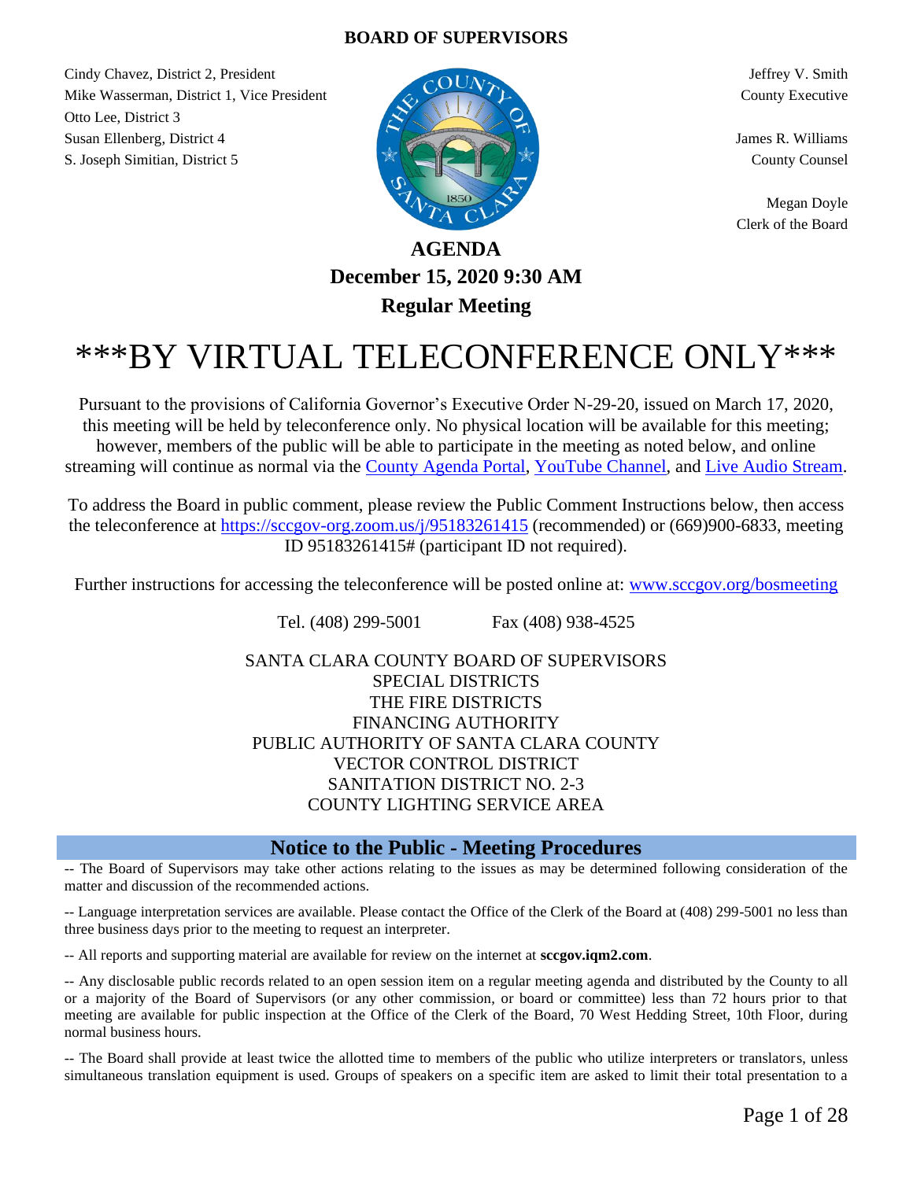**BOARD OF SUPERVISORS**

Cindy Chavez, District 2, President
Mike Wasserman, District 1, Vice President
Otto Lee, District 3
Susan Ellenberg, District 4
S. Joseph Simitian, District 5

Jeffrey V. Smith
County Executive

James R. Williams
County Counsel

Megan Doyle
Clerk of the Board

# AGENDA
## December 15, 2020 9:30 AM
## Regular Meeting

# ***BY VIRTUAL TELECONFERENCE ONLY***

Pursuant to the provisions of California Governor's Executive Order N-29-20, issued on March 17, 2020, this meeting will be held by teleconference only. No physical location will be available for this meeting; however, members of the public will be able to participate in the meeting as noted below, and online streaming will continue as normal via the County Agenda Portal, YouTube Channel, and Live Audio Stream.

To address the Board in public comment, please review the Public Comment Instructions below, then access the teleconference at https://sccgov-org.zoom.us/j/95183261415 (recommended) or (669)900-6833, meeting ID 95183261415# (participant ID not required).

Further instructions for accessing the teleconference will be posted online at: www.sccgov.org/bosmeeting

Tel. (408) 299-5001 Fax (408) 938-4525

SANTA CLARA COUNTY BOARD OF SUPERVISORS
SPECIAL DISTRICTS
THE FIRE DISTRICTS
FINANCING AUTHORITY
PUBLIC AUTHORITY OF SANTA CLARA COUNTY
VECTOR CONTROL DISTRICT
SANITATION DISTRICT NO. 2-3
COUNTY LIGHTING SERVICE AREA

## Notice to the Public - Meeting Procedures

-- The Board of Supervisors may take other actions relating to the issues as may be determined following consideration of the matter and discussion of the recommended actions.

-- Language interpretation services are available. Please contact the Office of the Clerk of the Board at (408) 299-5001 no less than three business days prior to the meeting to request an interpreter.

-- All reports and supporting material are available for review on the internet at **sccgov.iqm2.com**.

-- Any disclosable public records related to an open session item on a regular meeting agenda and distributed by the County to all or a majority of the Board of Supervisors (or any other commission, or board or committee) less than 72 hours prior to that meeting are available for public inspection at the Office of the Clerk of the Board, 70 West Hedding Street, 10th Floor, during normal business hours.

-- The Board shall provide at least twice the allotted time to members of the public who utilize interpreters or translators, unless simultaneous translation equipment is used. Groups of speakers on a specific item are asked to limit their total presentation to a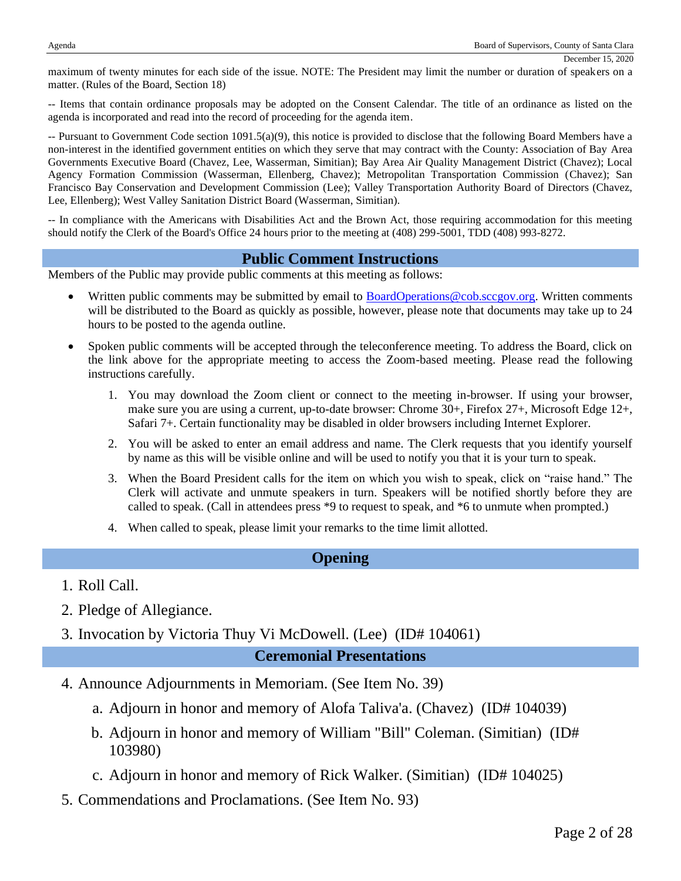maximum of twenty minutes for each side of the issue. NOTE: The President may limit the number or duration of speakers on a matter. (Rules of the Board, Section 18)

-- Items that contain ordinance proposals may be adopted on the Consent Calendar. The title of an ordinance as listed on the agenda is incorporated and read into the record of proceeding for the agenda item.

-- Pursuant to Government Code section 1091.5(a)(9), this notice is provided to disclose that the following Board Members have a non-interest in the identified government entities on which they serve that may contract with the County: Association of Bay Area Governments Executive Board (Chavez, Lee, Wasserman, Simitian); Bay Area Air Quality Management District (Chavez); Local Agency Formation Commission (Wasserman, Ellenberg, Chavez); Metropolitan Transportation Commission (Chavez); San Francisco Bay Conservation and Development Commission (Lee); Valley Transportation Authority Board of Directors (Chavez, Lee, Ellenberg); West Valley Sanitation District Board (Wasserman, Simitian).

-- In compliance with the Americans with Disabilities Act and the Brown Act, those requiring accommodation for this meeting should notify the Clerk of the Board's Office 24 hours prior to the meeting at (408) 299-5001, TDD (408) 993-8272.

## Public Comment Instructions

Members of the Public may provide public comments at this meeting as follows:

- Written public comments may be submitted by email to [BoardOperations@cob.sccgov.org](mailto:BoardOperations@cob.sccgov.org). Written comments will be distributed to the Board as quickly as possible, however, please note that documents may take up to 24 hours to be posted to the agenda outline.
- Spoken public comments will be accepted through the teleconference meeting. To address the Board, click on the link above for the appropriate meeting to access the Zoom-based meeting. Please read the following instructions carefully.
    1. You may download the Zoom client or connect to the meeting in-browser. If using your browser, make sure you are using a current, up-to-date browser: Chrome 30+, Firefox 27+, Microsoft Edge 12+, Safari 7+. Certain functionality may be disabled in older browsers including Internet Explorer.
    2. You will be asked to enter an email address and name. The Clerk requests that you identify yourself by name as this will be visible online and will be used to notify you that it is your turn to speak.
    3. When the Board President calls for the item on which you wish to speak, click on "raise hand." The Clerk will activate and unmute speakers in turn. Speakers will be notified shortly before they are called to speak. (Call in attendees press *9 to request to speak, and *6 to unmute when prompted.)
    4. When called to speak, please limit your remarks to the time limit allotted.

## Opening

1. Roll Call.
2. Pledge of Allegiance.
3. Invocation by Victoria Thuy Vi McDowell. (Lee) (ID# 104061)

## Ceremonial Presentations

4. Announce Adjournments in Memoriam. (See Item No. 39)
    a. Adjourn in honor and memory of Alofa Taliva'a. (Chavez) (ID# 104039)
    b. Adjourn in honor and memory of William "Bill" Coleman. (Simitian) (ID# 103980)
    c. Adjourn in honor and memory of Rick Walker. (Simitian) (ID# 104025)
5. Commendations and Proclamations. (See Item No. 93)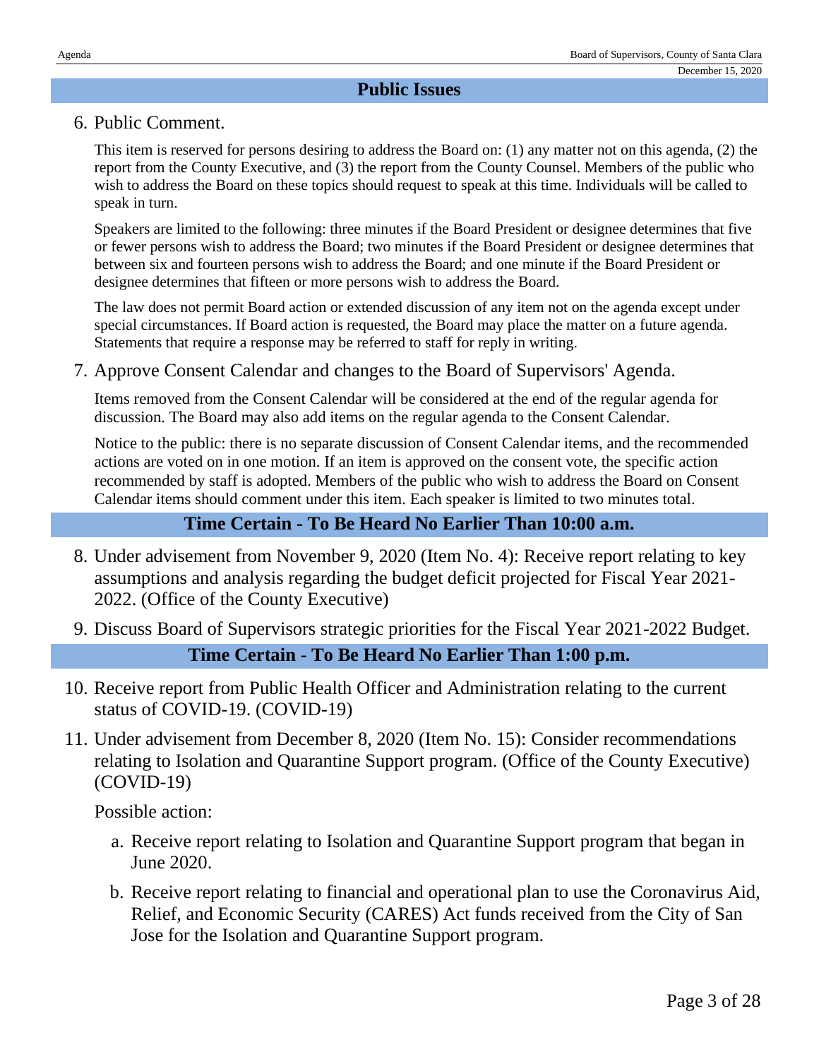## Public Issues

6. Public Comment.

   This item is reserved for persons desiring to address the Board on: (1) any matter not on this agenda, (2) the report from the County Executive, and (3) the report from the County Counsel. Members of the public who wish to address the Board on these topics should request to speak at this time. Individuals will be called to speak in turn.

   Speakers are limited to the following: three minutes if the Board President or designee determines that five or fewer persons wish to address the Board; two minutes if the Board President or designee determines that between six and fourteen persons wish to address the Board; and one minute if the Board President or designee determines that fifteen or more persons wish to address the Board.

   The law does not permit Board action or extended discussion of any item not on the agenda except under special circumstances. If Board action is requested, the Board may place the matter on a future agenda. Statements that require a response may be referred to staff for reply in writing.

7. Approve Consent Calendar and changes to the Board of Supervisors' Agenda.

   Items removed from the Consent Calendar will be considered at the end of the regular agenda for discussion. The Board may also add items on the regular agenda to the Consent Calendar.

   Notice to the public: there is no separate discussion of Consent Calendar items, and the recommended actions are voted on in one motion. If an item is approved on the consent vote, the specific action recommended by staff is adopted. Members of the public who wish to address the Board on Consent Calendar items should comment under this item. Each speaker is limited to two minutes total.

## Time Certain - To Be Heard No Earlier Than 10:00 a.m.

8. Under advisement from November 9, 2020 (Item No. 4): Receive report relating to key assumptions and analysis regarding the budget deficit projected for Fiscal Year 2021-2022. (Office of the County Executive)

9. Discuss Board of Supervisors strategic priorities for the Fiscal Year 2021-2022 Budget.

## Time Certain - To Be Heard No Earlier Than 1:00 p.m.

10. Receive report from Public Health Officer and Administration relating to the current status of COVID-19. (COVID-19)

11. Under advisement from December 8, 2020 (Item No. 15): Consider recommendations relating to Isolation and Quarantine Support program. (Office of the County Executive) (COVID-19)

    Possible action:

    a. Receive report relating to Isolation and Quarantine Support program that began in June 2020.

    b. Receive report relating to financial and operational plan to use the Coronavirus Aid, Relief, and Economic Security (CARES) Act funds received from the City of San Jose for the Isolation and Quarantine Support program.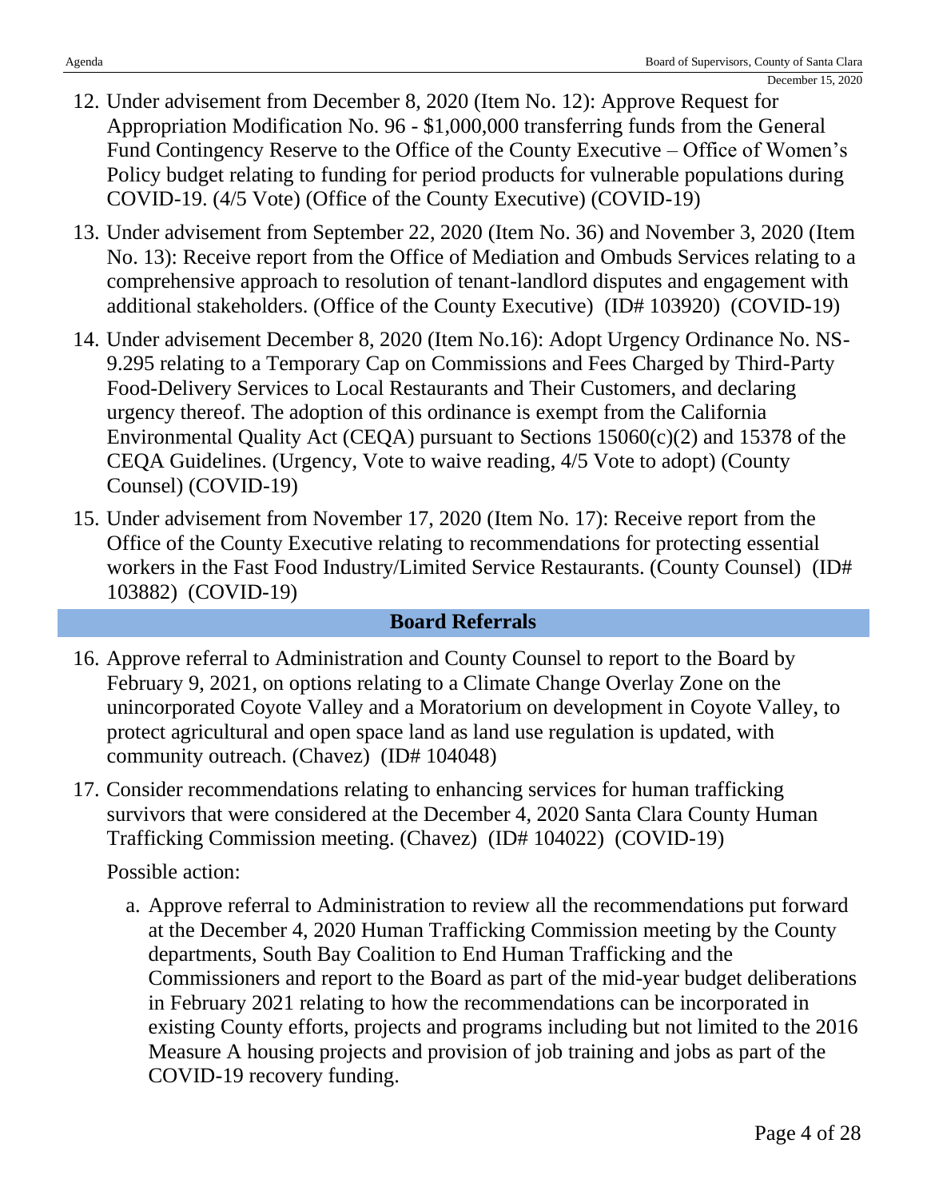12. Under advisement from December 8, 2020 (Item No. 12): Approve Request for Appropriation Modification No. 96 - $1,000,000 transferring funds from the General Fund Contingency Reserve to the Office of the County Executive – Office of Women's Policy budget relating to funding for period products for vulnerable populations during COVID-19. (4/5 Vote) (Office of the County Executive) (COVID-19)

13. Under advisement from September 22, 2020 (Item No. 36) and November 3, 2020 (Item No. 13): Receive report from the Office of Mediation and Ombuds Services relating to a comprehensive approach to resolution of tenant-landlord disputes and engagement with additional stakeholders. (Office of the County Executive) (ID# 103920) (COVID-19)

14. Under advisement December 8, 2020 (Item No.16): Adopt Urgency Ordinance No. NS-9.295 relating to a Temporary Cap on Commissions and Fees Charged by Third-Party Food-Delivery Services to Local Restaurants and Their Customers, and declaring urgency thereof. The adoption of this ordinance is exempt from the California Environmental Quality Act (CEQA) pursuant to Sections 15060(c)(2) and 15378 of the CEQA Guidelines. (Urgency, Vote to waive reading, 4/5 Vote to adopt) (County Counsel) (COVID-19)

15. Under advisement from November 17, 2020 (Item No. 17): Receive report from the Office of the County Executive relating to recommendations for protecting essential workers in the Fast Food Industry/Limited Service Restaurants. (County Counsel) (ID# 103882) (COVID-19)

## Board Referrals

16. Approve referral to Administration and County Counsel to report to the Board by February 9, 2021, on options relating to a Climate Change Overlay Zone on the unincorporated Coyote Valley and a Moratorium on development in Coyote Valley, to protect agricultural and open space land as land use regulation is updated, with community outreach. (Chavez) (ID# 104048)

17. Consider recommendations relating to enhancing services for human trafficking survivors that were considered at the December 4, 2020 Santa Clara County Human Trafficking Commission meeting. (Chavez) (ID# 104022) (COVID-19)

    Possible action:

    a. Approve referral to Administration to review all the recommendations put forward at the December 4, 2020 Human Trafficking Commission meeting by the County departments, South Bay Coalition to End Human Trafficking and the Commissioners and report to the Board as part of the mid-year budget deliberations in February 2021 relating to how the recommendations can be incorporated in existing County efforts, projects and programs including but not limited to the 2016 Measure A housing projects and provision of job training and jobs as part of the COVID-19 recovery funding.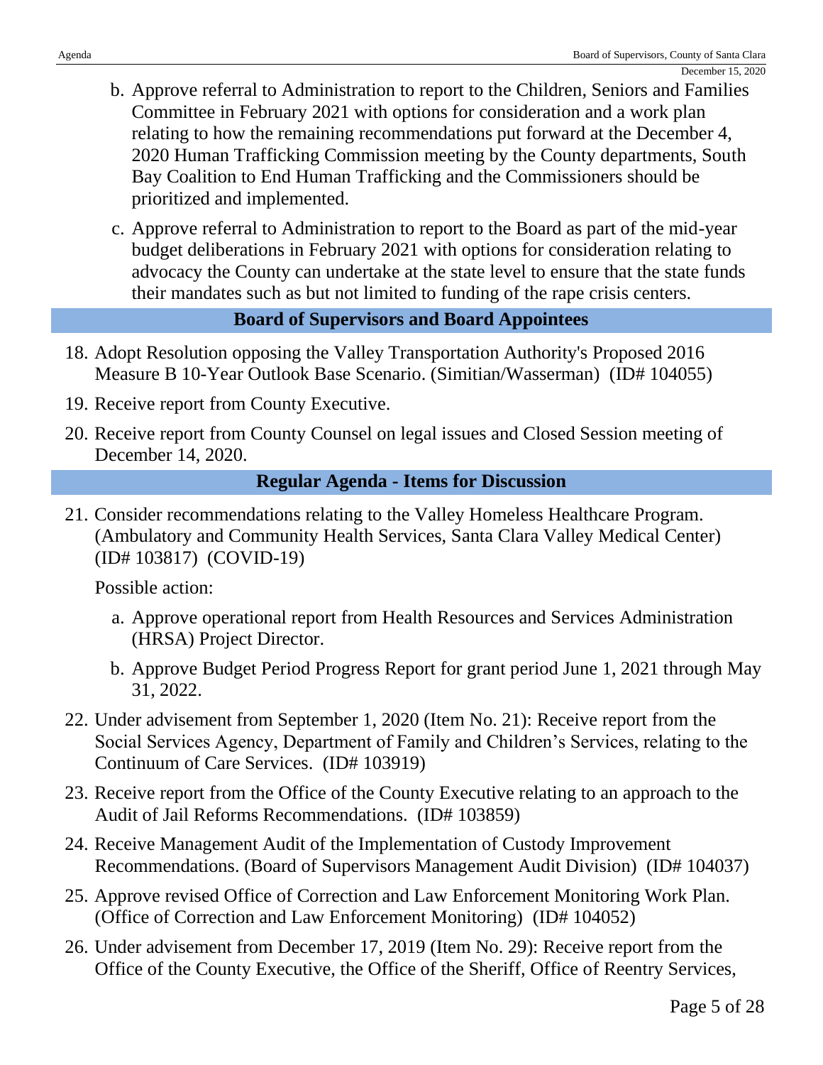b. Approve referral to Administration to report to the Children, Seniors and Families Committee in February 2021 with options for consideration and a work plan relating to how the remaining recommendations put forward at the December 4, 2020 Human Trafficking Commission meeting by the County departments, South Bay Coalition to End Human Trafficking and the Commissioners should be prioritized and implemented.

c. Approve referral to Administration to report to the Board as part of the mid-year budget deliberations in February 2021 with options for consideration relating to advocacy the County can undertake at the state level to ensure that the state funds their mandates such as but not limited to funding of the rape crisis centers.

## Board of Supervisors and Board Appointees

18. Adopt Resolution opposing the Valley Transportation Authority's Proposed 2016 Measure B 10-Year Outlook Base Scenario. (Simitian/Wasserman) (ID# 104055)

19. Receive report from County Executive.

20. Receive report from County Counsel on legal issues and Closed Session meeting of December 14, 2020.

## Regular Agenda - Items for Discussion

21. Consider recommendations relating to the Valley Homeless Healthcare Program. (Ambulatory and Community Health Services, Santa Clara Valley Medical Center) (ID# 103817) (COVID-19)

    Possible action:

    a. Approve operational report from Health Resources and Services Administration (HRSA) Project Director.

    b. Approve Budget Period Progress Report for grant period June 1, 2021 through May 31, 2022.

22. Under advisement from September 1, 2020 (Item No. 21): Receive report from the Social Services Agency, Department of Family and Children's Services, relating to the Continuum of Care Services. (ID# 103919)

23. Receive report from the Office of the County Executive relating to an approach to the Audit of Jail Reforms Recommendations. (ID# 103859)

24. Receive Management Audit of the Implementation of Custody Improvement Recommendations. (Board of Supervisors Management Audit Division) (ID# 104037)

25. Approve revised Office of Correction and Law Enforcement Monitoring Work Plan. (Office of Correction and Law Enforcement Monitoring) (ID# 104052)

26. Under advisement from December 17, 2019 (Item No. 29): Receive report from the Office of the County Executive, the Office of the Sheriff, Office of Reentry Services,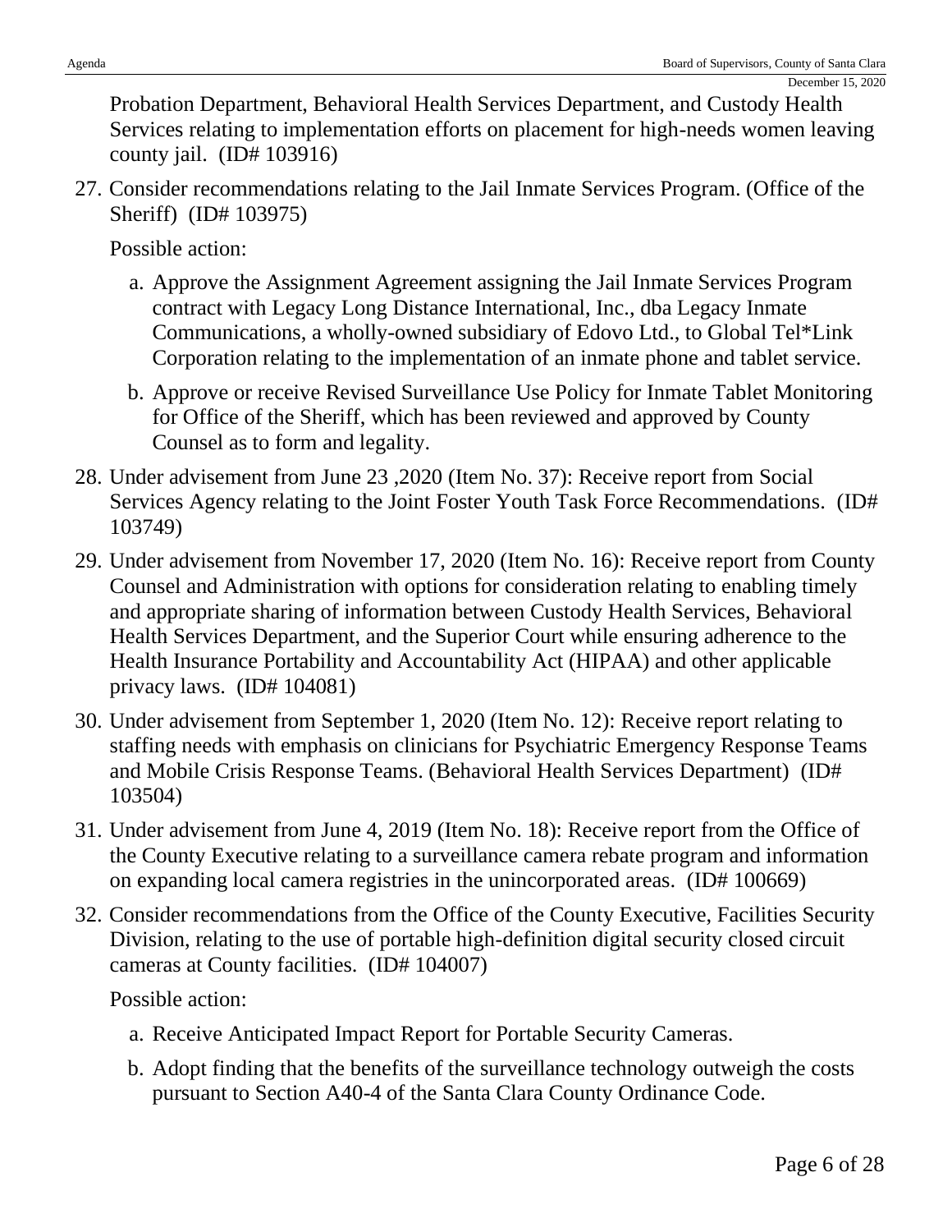Probation Department, Behavioral Health Services Department, and Custody Health Services relating to implementation efforts on placement for high-needs women leaving county jail. (ID# 103916)

27. Consider recommendations relating to the Jail Inmate Services Program. (Office of the Sheriff) (ID# 103975)

    Possible action:

    a. Approve the Assignment Agreement assigning the Jail Inmate Services Program contract with Legacy Long Distance International, Inc., dba Legacy Inmate Communications, a wholly-owned subsidiary of Edovo Ltd., to Global Tel*Link Corporation relating to the implementation of an inmate phone and tablet service.

    b. Approve or receive Revised Surveillance Use Policy for Inmate Tablet Monitoring for Office of the Sheriff, which has been reviewed and approved by County Counsel as to form and legality.

28. Under advisement from June 23 ,2020 (Item No. 37): Receive report from Social Services Agency relating to the Joint Foster Youth Task Force Recommendations. (ID# 103749)

29. Under advisement from November 17, 2020 (Item No. 16): Receive report from County Counsel and Administration with options for consideration relating to enabling timely and appropriate sharing of information between Custody Health Services, Behavioral Health Services Department, and the Superior Court while ensuring adherence to the Health Insurance Portability and Accountability Act (HIPAA) and other applicable privacy laws. (ID# 104081)

30. Under advisement from September 1, 2020 (Item No. 12): Receive report relating to staffing needs with emphasis on clinicians for Psychiatric Emergency Response Teams and Mobile Crisis Response Teams. (Behavioral Health Services Department) (ID# 103504)

31. Under advisement from June 4, 2019 (Item No. 18): Receive report from the Office of the County Executive relating to a surveillance camera rebate program and information on expanding local camera registries in the unincorporated areas. (ID# 100669)

32. Consider recommendations from the Office of the County Executive, Facilities Security Division, relating to the use of portable high-definition digital security closed circuit cameras at County facilities. (ID# 104007)

    Possible action:

    a. Receive Anticipated Impact Report for Portable Security Cameras.

    b. Adopt finding that the benefits of the surveillance technology outweigh the costs pursuant to Section A40-4 of the Santa Clara County Ordinance Code.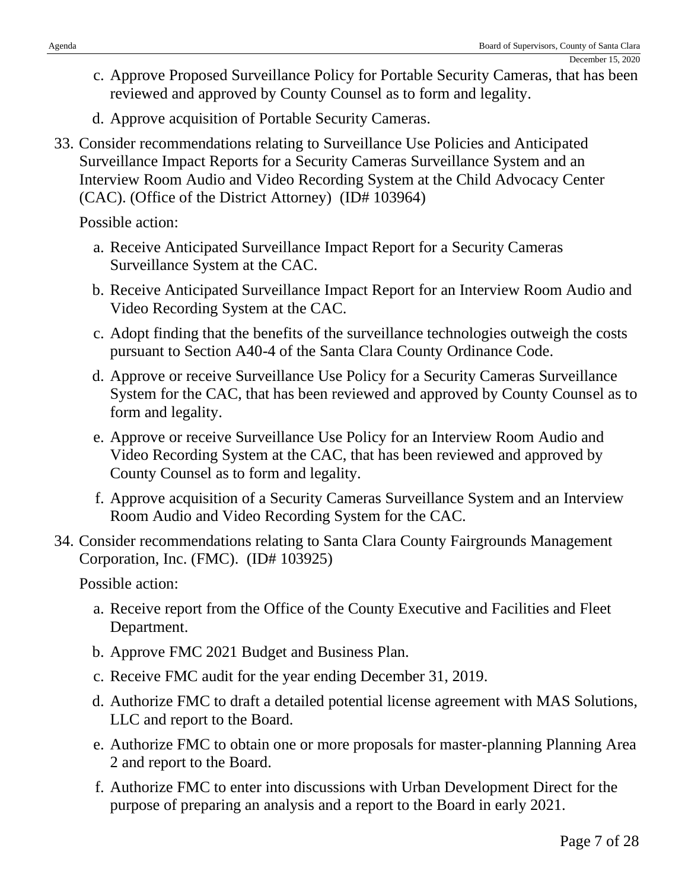c. Approve Proposed Surveillance Policy for Portable Security Cameras, that has been reviewed and approved by County Counsel as to form and legality.

d. Approve acquisition of Portable Security Cameras.

33. Consider recommendations relating to Surveillance Use Policies and Anticipated Surveillance Impact Reports for a Security Cameras Surveillance System and an Interview Room Audio and Video Recording System at the Child Advocacy Center (CAC). (Office of the District Attorney) (ID# 103964)

    Possible action:

    a. Receive Anticipated Surveillance Impact Report for a Security Cameras Surveillance System at the CAC.

    b. Receive Anticipated Surveillance Impact Report for an Interview Room Audio and Video Recording System at the CAC.

    c. Adopt finding that the benefits of the surveillance technologies outweigh the costs pursuant to Section A40-4 of the Santa Clara County Ordinance Code.

    d. Approve or receive Surveillance Use Policy for a Security Cameras Surveillance System for the CAC, that has been reviewed and approved by County Counsel as to form and legality.

    e. Approve or receive Surveillance Use Policy for an Interview Room Audio and Video Recording System at the CAC, that has been reviewed and approved by County Counsel as to form and legality.

    f. Approve acquisition of a Security Cameras Surveillance System and an Interview Room Audio and Video Recording System for the CAC.

34. Consider recommendations relating to Santa Clara County Fairgrounds Management Corporation, Inc. (FMC). (ID# 103925)

    Possible action:

    a. Receive report from the Office of the County Executive and Facilities and Fleet Department.

    b. Approve FMC 2021 Budget and Business Plan.

    c. Receive FMC audit for the year ending December 31, 2019.

    d. Authorize FMC to draft a detailed potential license agreement with MAS Solutions, LLC and report to the Board.

    e. Authorize FMC to obtain one or more proposals for master-planning Planning Area 2 and report to the Board.

    f. Authorize FMC to enter into discussions with Urban Development Direct for the purpose of preparing an analysis and a report to the Board in early 2021.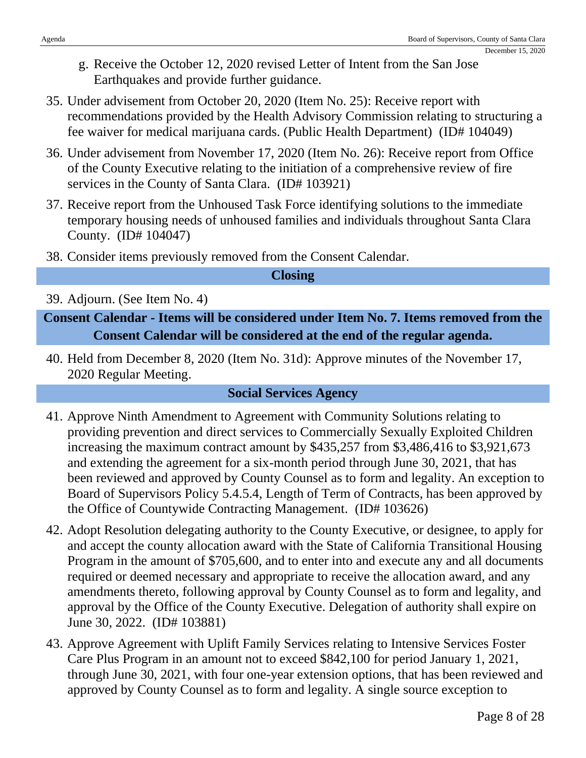g. Receive the October 12, 2020 revised Letter of Intent from the San Jose Earthquakes and provide further guidance.

35. Under advisement from October 20, 2020 (Item No. 25): Receive report with recommendations provided by the Health Advisory Commission relating to structuring a fee waiver for medical marijuana cards. (Public Health Department) (ID# 104049)

36. Under advisement from November 17, 2020 (Item No. 26): Receive report from Office of the County Executive relating to the initiation of a comprehensive review of fire services in the County of Santa Clara. (ID# 103921)

37. Receive report from the Unhoused Task Force identifying solutions to the immediate temporary housing needs of unhoused families and individuals throughout Santa Clara County. (ID# 104047)

38. Consider items previously removed from the Consent Calendar.

## Closing

39. Adjourn. (See Item No. 4)

## Consent Calendar - Items will be considered under Item No. 7. Items removed from the Consent Calendar will be considered at the end of the regular agenda.

40. Held from December 8, 2020 (Item No. 31d): Approve minutes of the November 17, 2020 Regular Meeting.

## Social Services Agency

41. Approve Ninth Amendment to Agreement with Community Solutions relating to providing prevention and direct services to Commercially Sexually Exploited Children increasing the maximum contract amount by $435,257 from $3,486,416 to $3,921,673 and extending the agreement for a six-month period through June 30, 2021, that has been reviewed and approved by County Counsel as to form and legality. An exception to Board of Supervisors Policy 5.4.5.4, Length of Term of Contracts, has been approved by the Office of Countywide Contracting Management. (ID# 103626)

42. Adopt Resolution delegating authority to the County Executive, or designee, to apply for and accept the county allocation award with the State of California Transitional Housing Program in the amount of $705,600, and to enter into and execute any and all documents required or deemed necessary and appropriate to receive the allocation award, and any amendments thereto, following approval by County Counsel as to form and legality, and approval by the Office of the County Executive. Delegation of authority shall expire on June 30, 2022. (ID# 103881)

43. Approve Agreement with Uplift Family Services relating to Intensive Services Foster Care Plus Program in an amount not to exceed $842,100 for period January 1, 2021, through June 30, 2021, with four one-year extension options, that has been reviewed and approved by County Counsel as to form and legality. A single source exception to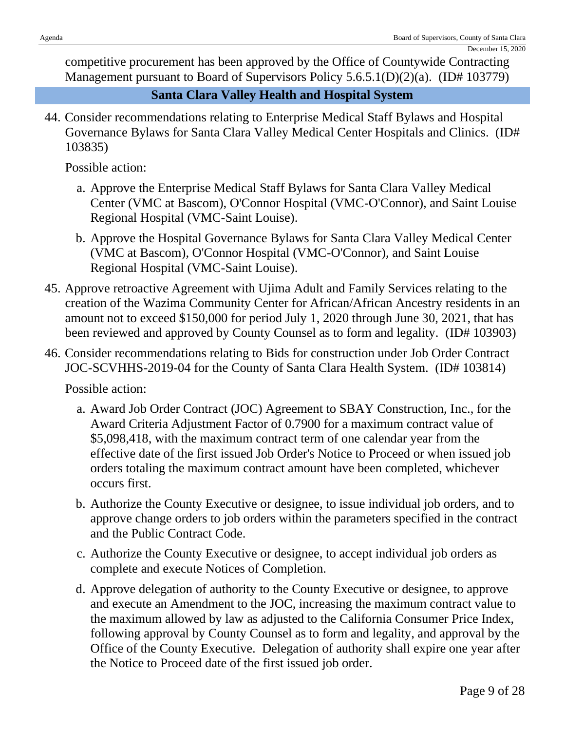competitive procurement has been approved by the Office of Countywide Contracting Management pursuant to Board of Supervisors Policy 5.6.5.1(D)(2)(a). (ID# 103779)

## Santa Clara Valley Health and Hospital System

44. Consider recommendations relating to Enterprise Medical Staff Bylaws and Hospital Governance Bylaws for Santa Clara Valley Medical Center Hospitals and Clinics. (ID# 103835)

    Possible action:

    a. Approve the Enterprise Medical Staff Bylaws for Santa Clara Valley Medical Center (VMC at Bascom), O'Connor Hospital (VMC-O'Connor), and Saint Louise Regional Hospital (VMC-Saint Louise).

    b. Approve the Hospital Governance Bylaws for Santa Clara Valley Medical Center (VMC at Bascom), O'Connor Hospital (VMC-O'Connor), and Saint Louise Regional Hospital (VMC-Saint Louise).

45. Approve retroactive Agreement with Ujima Adult and Family Services relating to the creation of the Wazima Community Center for African/African Ancestry residents in an amount not to exceed $150,000 for period July 1, 2020 through June 30, 2021, that has been reviewed and approved by County Counsel as to form and legality. (ID# 103903)

46. Consider recommendations relating to Bids for construction under Job Order Contract JOC-SCVHHS-2019-04 for the County of Santa Clara Health System. (ID# 103814)

    Possible action:

    a. Award Job Order Contract (JOC) Agreement to SBAY Construction, Inc., for the Award Criteria Adjustment Factor of 0.7900 for a maximum contract value of $5,098,418, with the maximum contract term of one calendar year from the effective date of the first issued Job Order's Notice to Proceed or when issued job orders totaling the maximum contract amount have been completed, whichever occurs first.

    b. Authorize the County Executive or designee, to issue individual job orders, and to approve change orders to job orders within the parameters specified in the contract and the Public Contract Code.

    c. Authorize the County Executive or designee, to accept individual job orders as complete and execute Notices of Completion.

    d. Approve delegation of authority to the County Executive or designee, to approve and execute an Amendment to the JOC, increasing the maximum contract value to the maximum allowed by law as adjusted to the California Consumer Price Index, following approval by County Counsel as to form and legality, and approval by the Office of the County Executive. Delegation of authority shall expire one year after the Notice to Proceed date of the first issued job order.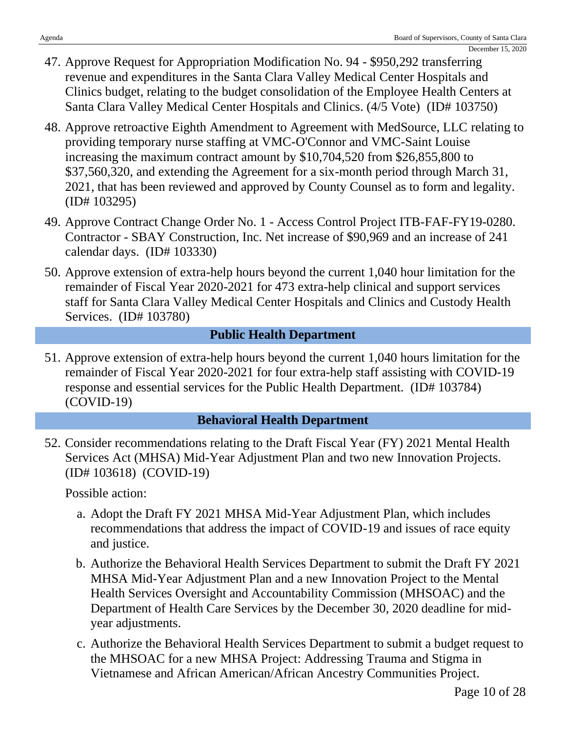47. Approve Request for Appropriation Modification No. 94 - $950,292 transferring revenue and expenditures in the Santa Clara Valley Medical Center Hospitals and Clinics budget, relating to the budget consolidation of the Employee Health Centers at Santa Clara Valley Medical Center Hospitals and Clinics. (4/5 Vote) (ID# 103750)

48. Approve retroactive Eighth Amendment to Agreement with MedSource, LLC relating to providing temporary nurse staffing at VMC-O'Connor and VMC-Saint Louise increasing the maximum contract amount by $10,704,520 from $26,855,800 to $37,560,320, and extending the Agreement for a six-month period through March 31, 2021, that has been reviewed and approved by County Counsel as to form and legality. (ID# 103295)

49. Approve Contract Change Order No. 1 - Access Control Project ITB-FAF-FY19-0280. Contractor - SBAY Construction, Inc. Net increase of $90,969 and an increase of 241 calendar days. (ID# 103330)

50. Approve extension of extra-help hours beyond the current 1,040 hour limitation for the remainder of Fiscal Year 2020-2021 for 473 extra-help clinical and support services staff for Santa Clara Valley Medical Center Hospitals and Clinics and Custody Health Services. (ID# 103780)

## Public Health Department

51. Approve extension of extra-help hours beyond the current 1,040 hours limitation for the remainder of Fiscal Year 2020-2021 for four extra-help staff assisting with COVID-19 response and essential services for the Public Health Department. (ID# 103784) (COVID-19)

## Behavioral Health Department

52. Consider recommendations relating to the Draft Fiscal Year (FY) 2021 Mental Health Services Act (MHSA) Mid-Year Adjustment Plan and two new Innovation Projects. (ID# 103618) (COVID-19)

    Possible action:

    a. Adopt the Draft FY 2021 MHSA Mid-Year Adjustment Plan, which includes recommendations that address the impact of COVID-19 and issues of race equity and justice.

    b. Authorize the Behavioral Health Services Department to submit the Draft FY 2021 MHSA Mid-Year Adjustment Plan and a new Innovation Project to the Mental Health Services Oversight and Accountability Commission (MHSOAC) and the Department of Health Care Services by the December 30, 2020 deadline for mid-year adjustments.

    c. Authorize the Behavioral Health Services Department to submit a budget request to the MHSOAC for a new MHSA Project: Addressing Trauma and Stigma in Vietnamese and African American/African Ancestry Communities Project.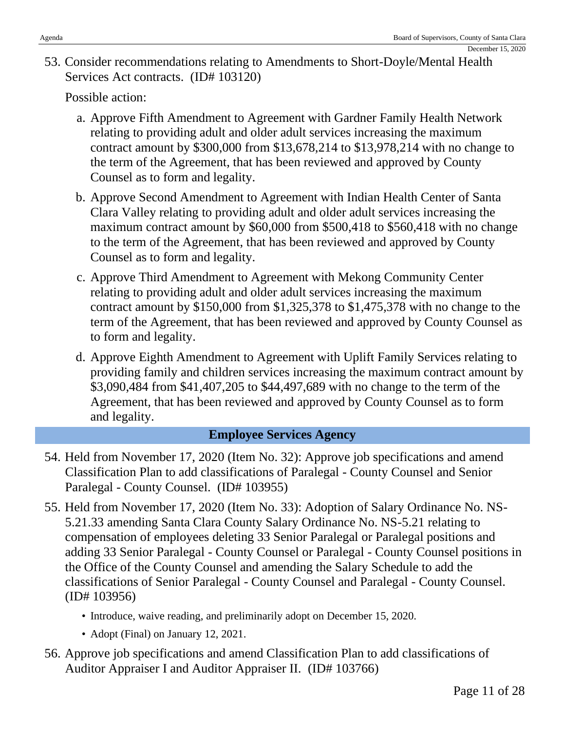53. Consider recommendations relating to Amendments to Short-Doyle/Mental Health Services Act contracts. (ID# 103120)

    Possible action:

    a. Approve Fifth Amendment to Agreement with Gardner Family Health Network relating to providing adult and older adult services increasing the maximum contract amount by $300,000 from $13,678,214 to $13,978,214 with no change to the term of the Agreement, that has been reviewed and approved by County Counsel as to form and legality.

    b. Approve Second Amendment to Agreement with Indian Health Center of Santa Clara Valley relating to providing adult and older adult services increasing the maximum contract amount by $60,000 from $500,418 to $560,418 with no change to the term of the Agreement, that has been reviewed and approved by County Counsel as to form and legality.

    c. Approve Third Amendment to Agreement with Mekong Community Center relating to providing adult and older adult services increasing the maximum contract amount by $150,000 from $1,325,378 to $1,475,378 with no change to the term of the Agreement, that has been reviewed and approved by County Counsel as to form and legality.

    d. Approve Eighth Amendment to Agreement with Uplift Family Services relating to providing family and children services increasing the maximum contract amount by $3,090,484 from $41,407,205 to $44,497,689 with no change to the term of the Agreement, that has been reviewed and approved by County Counsel as to form and legality.

## Employee Services Agency

54. Held from November 17, 2020 (Item No. 32): Approve job specifications and amend Classification Plan to add classifications of Paralegal - County Counsel and Senior Paralegal - County Counsel. (ID# 103955)

55. Held from November 17, 2020 (Item No. 33): Adoption of Salary Ordinance No. NS-5.21.33 amending Santa Clara County Salary Ordinance No. NS-5.21 relating to compensation of employees deleting 33 Senior Paralegal or Paralegal positions and adding 33 Senior Paralegal - County Counsel or Paralegal - County Counsel positions in the Office of the County Counsel and amending the Salary Schedule to add the classifications of Senior Paralegal - County Counsel and Paralegal - County Counsel. (ID# 103956)

    - Introduce, waive reading, and preliminarily adopt on December 15, 2020.
    - Adopt (Final) on January 12, 2021.

56. Approve job specifications and amend Classification Plan to add classifications of Auditor Appraiser I and Auditor Appraiser II. (ID# 103766)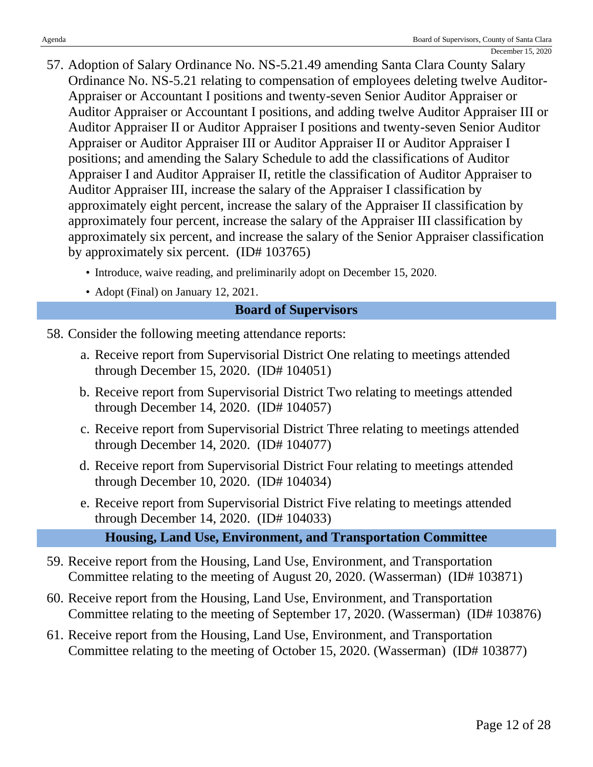57. Adoption of Salary Ordinance No. NS-5.21.49 amending Santa Clara County Salary Ordinance No. NS-5.21 relating to compensation of employees deleting twelve Auditor-Appraiser or Accountant I positions and twenty-seven Senior Auditor Appraiser or Auditor Appraiser or Accountant I positions, and adding twelve Auditor Appraiser III or Auditor Appraiser II or Auditor Appraiser I positions and twenty-seven Senior Auditor Appraiser or Auditor Appraiser III or Auditor Appraiser II or Auditor Appraiser I positions; and amending the Salary Schedule to add the classifications of Auditor Appraiser I and Auditor Appraiser II, retitle the classification of Auditor Appraiser to Auditor Appraiser III, increase the salary of the Appraiser I classification by approximately eight percent, increase the salary of the Appraiser II classification by approximately four percent, increase the salary of the Appraiser III classification by approximately six percent, and increase the salary of the Senior Appraiser classification by approximately six percent. (ID# 103765)
    - Introduce, waive reading, and preliminarily adopt on December 15, 2020.
    - Adopt (Final) on January 12, 2021.

## Board of Supervisors

58. Consider the following meeting attendance reports:
    a. Receive report from Supervisorial District One relating to meetings attended through December 15, 2020. (ID# 104051)
    b. Receive report from Supervisorial District Two relating to meetings attended through December 14, 2020. (ID# 104057)
    c. Receive report from Supervisorial District Three relating to meetings attended through December 14, 2020. (ID# 104077)
    d. Receive report from Supervisorial District Four relating to meetings attended through December 10, 2020. (ID# 104034)
    e. Receive report from Supervisorial District Five relating to meetings attended through December 14, 2020. (ID# 104033)

## Housing, Land Use, Environment, and Transportation Committee

59. Receive report from the Housing, Land Use, Environment, and Transportation Committee relating to the meeting of August 20, 2020. (Wasserman) (ID# 103871)
60. Receive report from the Housing, Land Use, Environment, and Transportation Committee relating to the meeting of September 17, 2020. (Wasserman) (ID# 103876)
61. Receive report from the Housing, Land Use, Environment, and Transportation Committee relating to the meeting of October 15, 2020. (Wasserman) (ID# 103877)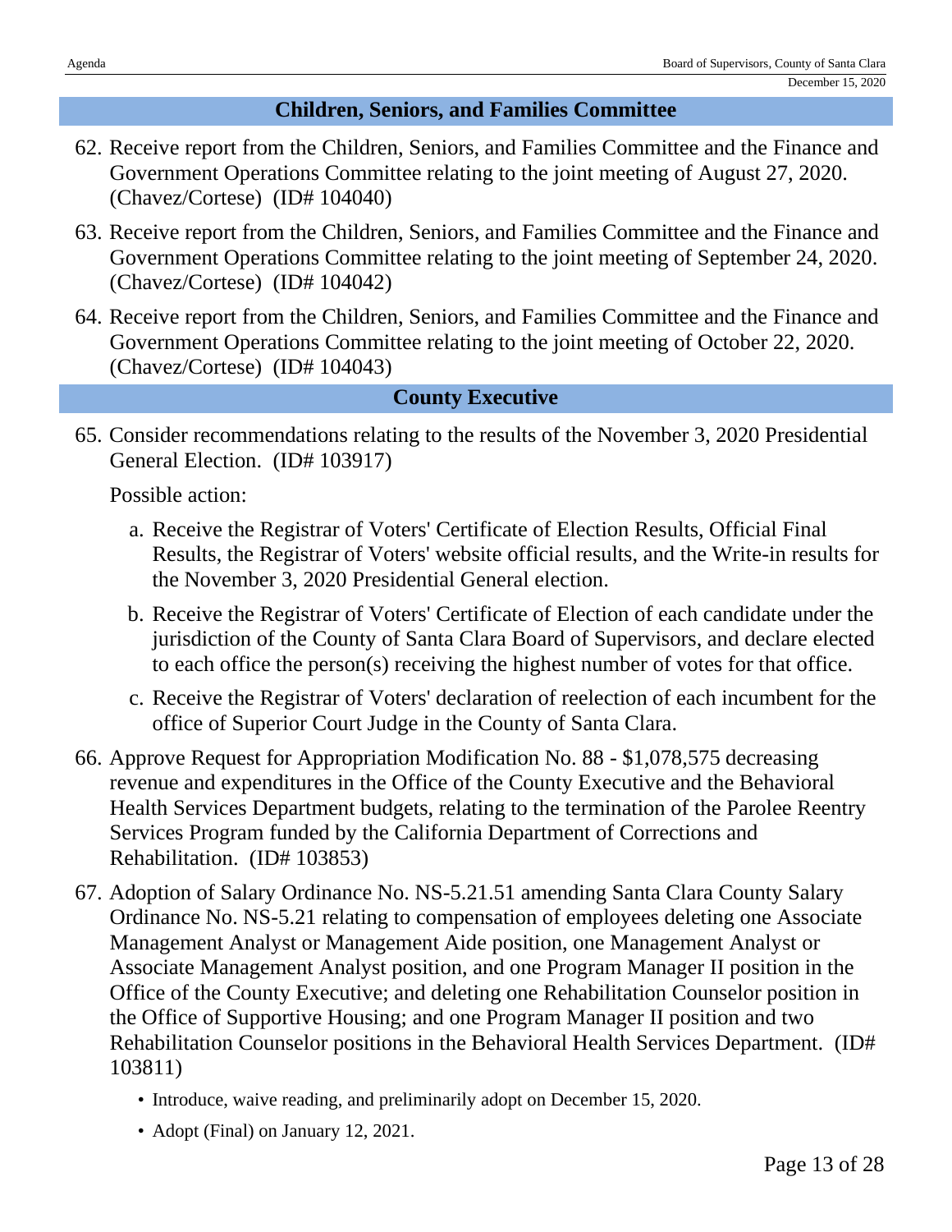## Children, Seniors, and Families Committee

62. Receive report from the Children, Seniors, and Families Committee and the Finance and Government Operations Committee relating to the joint meeting of August 27, 2020. (Chavez/Cortese) (ID# 104040)

63. Receive report from the Children, Seniors, and Families Committee and the Finance and Government Operations Committee relating to the joint meeting of September 24, 2020. (Chavez/Cortese) (ID# 104042)

64. Receive report from the Children, Seniors, and Families Committee and the Finance and Government Operations Committee relating to the joint meeting of October 22, 2020. (Chavez/Cortese) (ID# 104043)

## County Executive

65. Consider recommendations relating to the results of the November 3, 2020 Presidential General Election. (ID# 103917)

    Possible action:

    a. Receive the Registrar of Voters' Certificate of Election Results, Official Final Results, the Registrar of Voters' website official results, and the Write-in results for the November 3, 2020 Presidential General election.

    b. Receive the Registrar of Voters' Certificate of Election of each candidate under the jurisdiction of the County of Santa Clara Board of Supervisors, and declare elected to each office the person(s) receiving the highest number of votes for that office.

    c. Receive the Registrar of Voters' declaration of reelection of each incumbent for the office of Superior Court Judge in the County of Santa Clara.

66. Approve Request for Appropriation Modification No. 88 - $1,078,575 decreasing revenue and expenditures in the Office of the County Executive and the Behavioral Health Services Department budgets, relating to the termination of the Parolee Reentry Services Program funded by the California Department of Corrections and Rehabilitation. (ID# 103853)

67. Adoption of Salary Ordinance No. NS-5.21.51 amending Santa Clara County Salary Ordinance No. NS-5.21 relating to compensation of employees deleting one Associate Management Analyst or Management Aide position, one Management Analyst or Associate Management Analyst position, and one Program Manager II position in the Office of the County Executive; and deleting one Rehabilitation Counselor position in the Office of Supportive Housing; and one Program Manager II position and two Rehabilitation Counselor positions in the Behavioral Health Services Department. (ID# 103811)

    - Introduce, waive reading, and preliminarily adopt on December 15, 2020.
    - Adopt (Final) on January 12, 2021.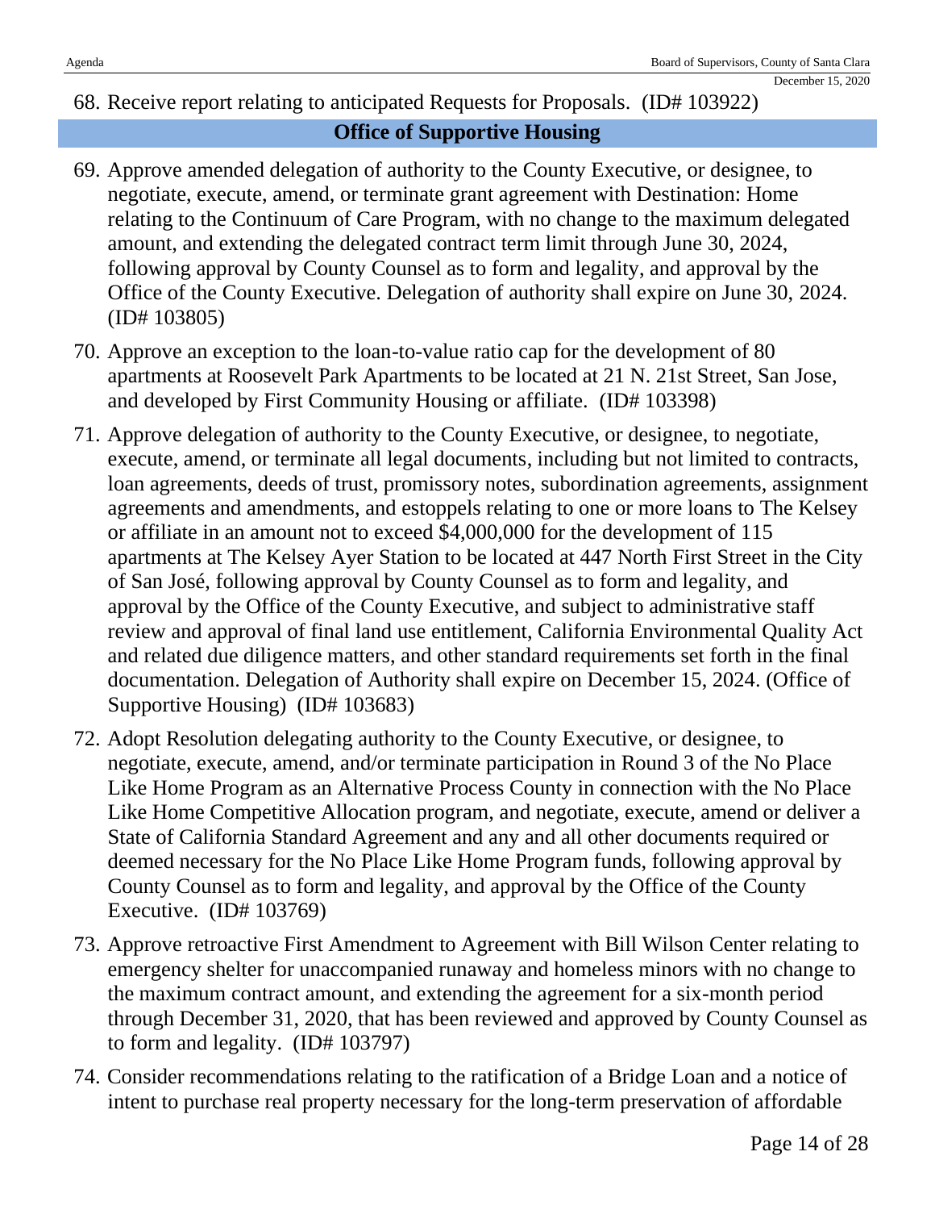68. Receive report relating to anticipated Requests for Proposals. (ID# 103922)

## Office of Supportive Housing

69. Approve amended delegation of authority to the County Executive, or designee, to negotiate, execute, amend, or terminate grant agreement with Destination: Home relating to the Continuum of Care Program, with no change to the maximum delegated amount, and extending the delegated contract term limit through June 30, 2024, following approval by County Counsel as to form and legality, and approval by the Office of the County Executive. Delegation of authority shall expire on June 30, 2024. (ID# 103805)

70. Approve an exception to the loan-to-value ratio cap for the development of 80 apartments at Roosevelt Park Apartments to be located at 21 N. 21st Street, San Jose, and developed by First Community Housing or affiliate. (ID# 103398)

71. Approve delegation of authority to the County Executive, or designee, to negotiate, execute, amend, or terminate all legal documents, including but not limited to contracts, loan agreements, deeds of trust, promissory notes, subordination agreements, assignment agreements and amendments, and estoppels relating to one or more loans to The Kelsey or affiliate in an amount not to exceed $4,000,000 for the development of 115 apartments at The Kelsey Ayer Station to be located at 447 North First Street in the City of San José, following approval by County Counsel as to form and legality, and approval by the Office of the County Executive, and subject to administrative staff review and approval of final land use entitlement, California Environmental Quality Act and related due diligence matters, and other standard requirements set forth in the final documentation. Delegation of Authority shall expire on December 15, 2024. (Office of Supportive Housing) (ID# 103683)

72. Adopt Resolution delegating authority to the County Executive, or designee, to negotiate, execute, amend, and/or terminate participation in Round 3 of the No Place Like Home Program as an Alternative Process County in connection with the No Place Like Home Competitive Allocation program, and negotiate, execute, amend or deliver a State of California Standard Agreement and any and all other documents required or deemed necessary for the No Place Like Home Program funds, following approval by County Counsel as to form and legality, and approval by the Office of the County Executive. (ID# 103769)

73. Approve retroactive First Amendment to Agreement with Bill Wilson Center relating to emergency shelter for unaccompanied runaway and homeless minors with no change to the maximum contract amount, and extending the agreement for a six-month period through December 31, 2020, that has been reviewed and approved by County Counsel as to form and legality. (ID# 103797)

74. Consider recommendations relating to the ratification of a Bridge Loan and a notice of intent to purchase real property necessary for the long-term preservation of affordable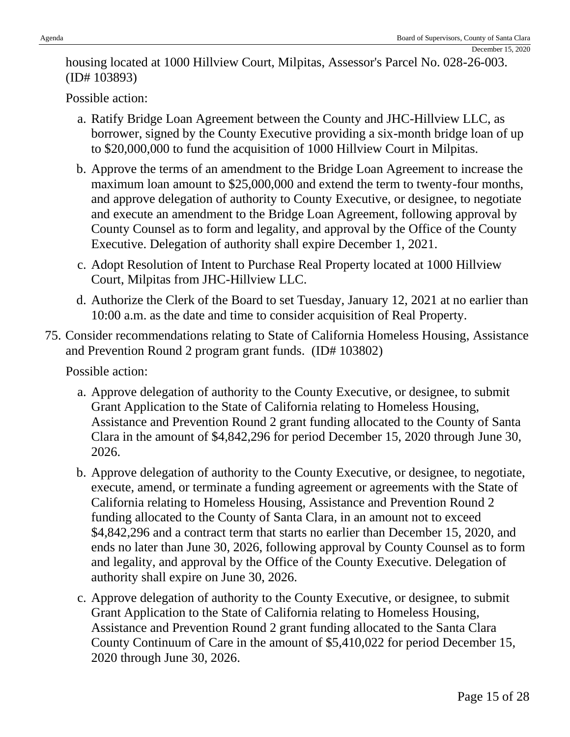housing located at 1000 Hillview Court, Milpitas, Assessor's Parcel No. 028-26-003. (ID# 103893)

Possible action:

a. Ratify Bridge Loan Agreement between the County and JHC-Hillview LLC, as borrower, signed by the County Executive providing a six-month bridge loan of up to $20,000,000 to fund the acquisition of 1000 Hillview Court in Milpitas.

b. Approve the terms of an amendment to the Bridge Loan Agreement to increase the maximum loan amount to $25,000,000 and extend the term to twenty-four months, and approve delegation of authority to County Executive, or designee, to negotiate and execute an amendment to the Bridge Loan Agreement, following approval by County Counsel as to form and legality, and approval by the Office of the County Executive. Delegation of authority shall expire December 1, 2021.

c. Adopt Resolution of Intent to Purchase Real Property located at 1000 Hillview Court, Milpitas from JHC-Hillview LLC.

d. Authorize the Clerk of the Board to set Tuesday, January 12, 2021 at no earlier than 10:00 a.m. as the date and time to consider acquisition of Real Property.

75. Consider recommendations relating to State of California Homeless Housing, Assistance and Prevention Round 2 program grant funds. (ID# 103802)

Possible action:

a. Approve delegation of authority to the County Executive, or designee, to submit Grant Application to the State of California relating to Homeless Housing, Assistance and Prevention Round 2 grant funding allocated to the County of Santa Clara in the amount of $4,842,296 for period December 15, 2020 through June 30, 2026.

b. Approve delegation of authority to the County Executive, or designee, to negotiate, execute, amend, or terminate a funding agreement or agreements with the State of California relating to Homeless Housing, Assistance and Prevention Round 2 funding allocated to the County of Santa Clara, in an amount not to exceed $4,842,296 and a contract term that starts no earlier than December 15, 2020, and ends no later than June 30, 2026, following approval by County Counsel as to form and legality, and approval by the Office of the County Executive. Delegation of authority shall expire on June 30, 2026.

c. Approve delegation of authority to the County Executive, or designee, to submit Grant Application to the State of California relating to Homeless Housing, Assistance and Prevention Round 2 grant funding allocated to the Santa Clara County Continuum of Care in the amount of $5,410,022 for period December 15, 2020 through June 30, 2026.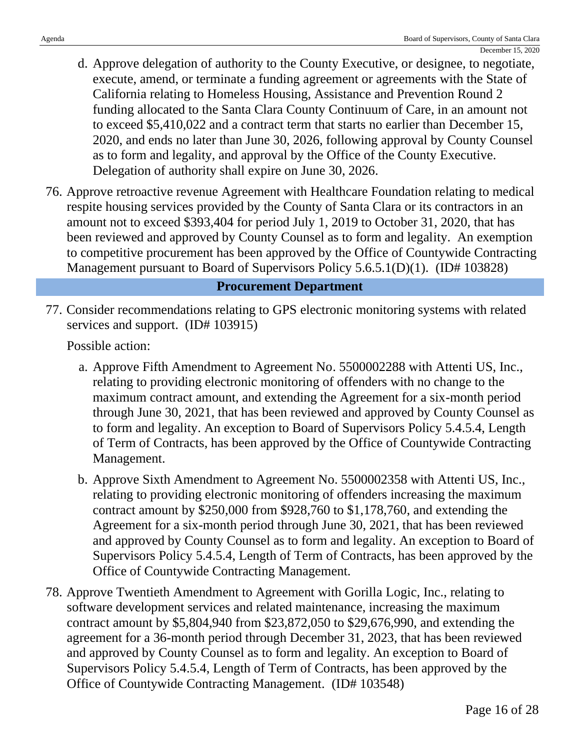d. Approve delegation of authority to the County Executive, or designee, to negotiate, execute, amend, or terminate a funding agreement or agreements with the State of California relating to Homeless Housing, Assistance and Prevention Round 2 funding allocated to the Santa Clara County Continuum of Care, in an amount not to exceed $5,410,022 and a contract term that starts no earlier than December 15, 2020, and ends no later than June 30, 2026, following approval by County Counsel as to form and legality, and approval by the Office of the County Executive. Delegation of authority shall expire on June 30, 2026.

76. Approve retroactive revenue Agreement with Healthcare Foundation relating to medical respite housing services provided by the County of Santa Clara or its contractors in an amount not to exceed $393,404 for period July 1, 2019 to October 31, 2020, that has been reviewed and approved by County Counsel as to form and legality. An exemption to competitive procurement has been approved by the Office of Countywide Contracting Management pursuant to Board of Supervisors Policy 5.6.5.1(D)(1). (ID# 103828)

## Procurement Department

77. Consider recommendations relating to GPS electronic monitoring systems with related services and support. (ID# 103915)

    Possible action:

    a. Approve Fifth Amendment to Agreement No. 5500002288 with Attenti US, Inc., relating to providing electronic monitoring of offenders with no change to the maximum contract amount, and extending the Agreement for a six-month period through June 30, 2021, that has been reviewed and approved by County Counsel as to form and legality. An exception to Board of Supervisors Policy 5.4.5.4, Length of Term of Contracts, has been approved by the Office of Countywide Contracting Management.

    b. Approve Sixth Amendment to Agreement No. 5500002358 with Attenti US, Inc., relating to providing electronic monitoring of offenders increasing the maximum contract amount by $250,000 from $928,760 to $1,178,760, and extending the Agreement for a six-month period through June 30, 2021, that has been reviewed and approved by County Counsel as to form and legality. An exception to Board of Supervisors Policy 5.4.5.4, Length of Term of Contracts, has been approved by the Office of Countywide Contracting Management.

78. Approve Twentieth Amendment to Agreement with Gorilla Logic, Inc., relating to software development services and related maintenance, increasing the maximum contract amount by $5,804,940 from $23,872,050 to $29,676,990, and extending the agreement for a 36-month period through December 31, 2023, that has been reviewed and approved by County Counsel as to form and legality. An exception to Board of Supervisors Policy 5.4.5.4, Length of Term of Contracts, has been approved by the Office of Countywide Contracting Management. (ID# 103548)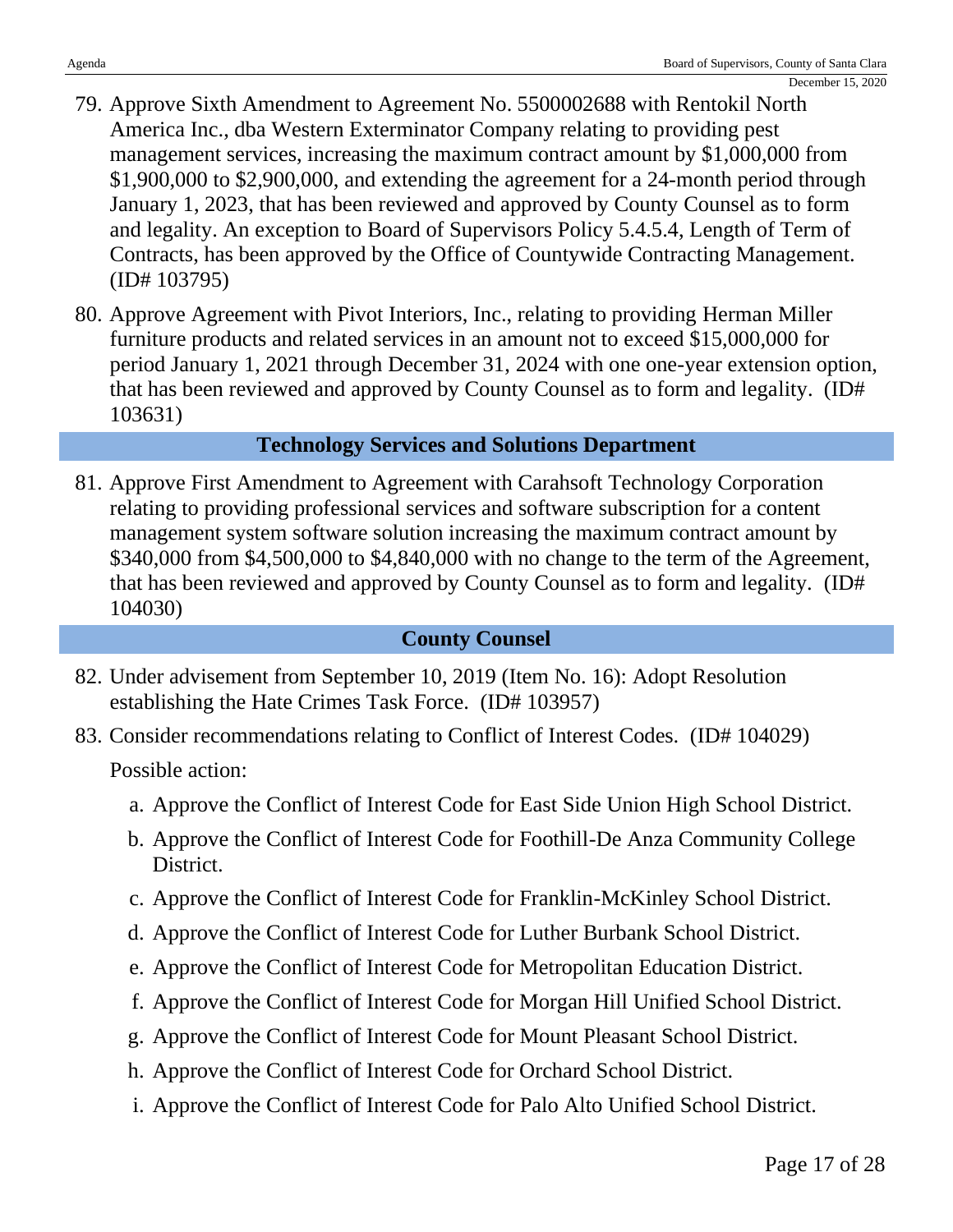79. Approve Sixth Amendment to Agreement No. 5500002688 with Rentokil North America Inc., dba Western Exterminator Company relating to providing pest management services, increasing the maximum contract amount by $1,000,000 from $1,900,000 to $2,900,000, and extending the agreement for a 24-month period through January 1, 2023, that has been reviewed and approved by County Counsel as to form and legality. An exception to Board of Supervisors Policy 5.4.5.4, Length of Term of Contracts, has been approved by the Office of Countywide Contracting Management. (ID# 103795)

80. Approve Agreement with Pivot Interiors, Inc., relating to providing Herman Miller furniture products and related services in an amount not to exceed $15,000,000 for period January 1, 2021 through December 31, 2024 with one one-year extension option, that has been reviewed and approved by County Counsel as to form and legality. (ID# 103631)

## Technology Services and Solutions Department

81. Approve First Amendment to Agreement with Carahsoft Technology Corporation relating to providing professional services and software subscription for a content management system software solution increasing the maximum contract amount by $340,000 from $4,500,000 to $4,840,000 with no change to the term of the Agreement, that has been reviewed and approved by County Counsel as to form and legality. (ID# 104030)

## County Counsel

82. Under advisement from September 10, 2019 (Item No. 16): Adopt Resolution establishing the Hate Crimes Task Force. (ID# 103957)

83. Consider recommendations relating to Conflict of Interest Codes. (ID# 104029)

    Possible action:

    a. Approve the Conflict of Interest Code for East Side Union High School District.

    b. Approve the Conflict of Interest Code for Foothill-De Anza Community College District.

    c. Approve the Conflict of Interest Code for Franklin-McKinley School District.

    d. Approve the Conflict of Interest Code for Luther Burbank School District.

    e. Approve the Conflict of Interest Code for Metropolitan Education District.

    f. Approve the Conflict of Interest Code for Morgan Hill Unified School District.

    g. Approve the Conflict of Interest Code for Mount Pleasant School District.

    h. Approve the Conflict of Interest Code for Orchard School District.

    i. Approve the Conflict of Interest Code for Palo Alto Unified School District.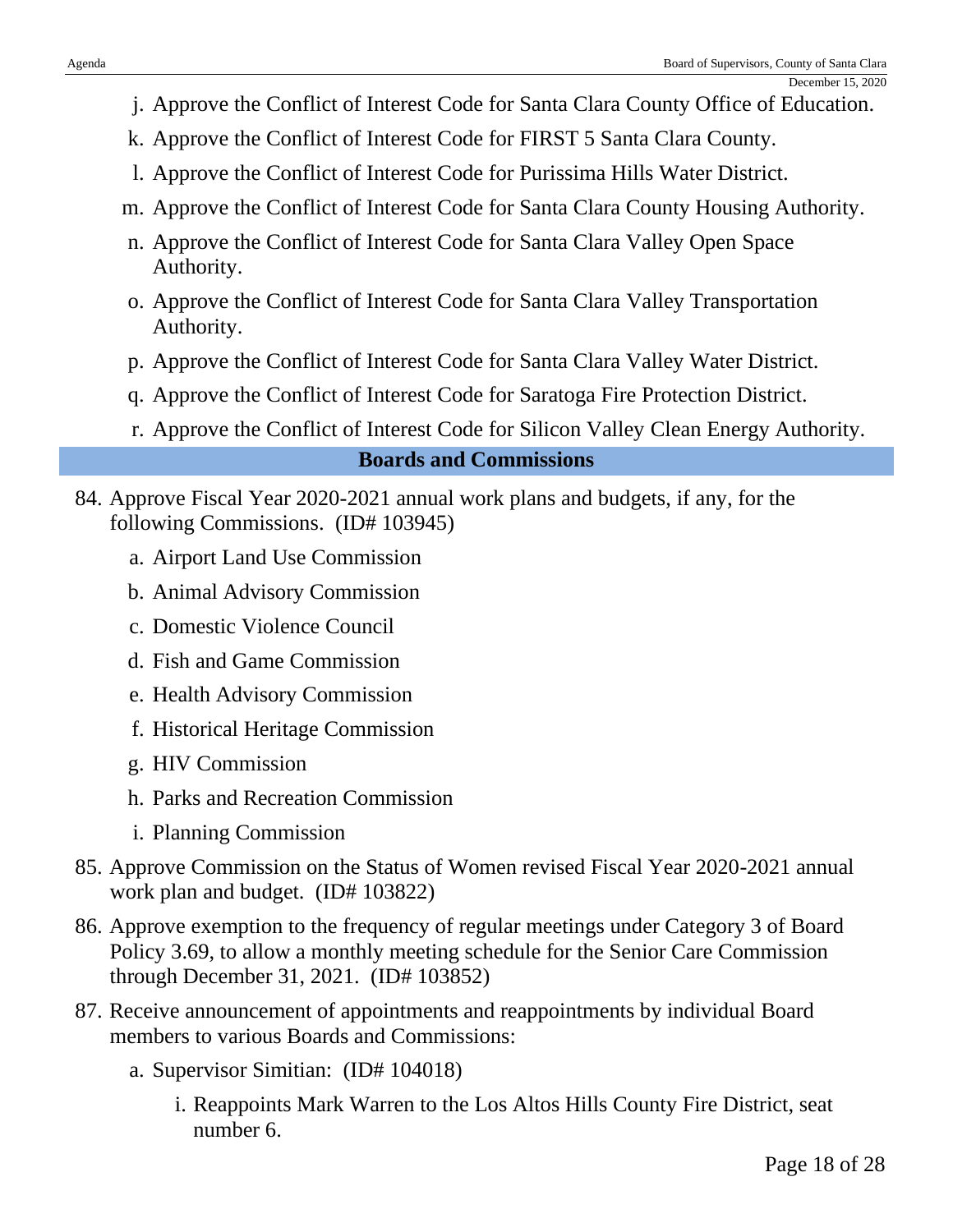j. Approve the Conflict of Interest Code for Santa Clara County Office of Education.

k. Approve the Conflict of Interest Code for FIRST 5 Santa Clara County.

l. Approve the Conflict of Interest Code for Purissima Hills Water District.

m. Approve the Conflict of Interest Code for Santa Clara County Housing Authority.

n. Approve the Conflict of Interest Code for Santa Clara Valley Open Space Authority.

o. Approve the Conflict of Interest Code for Santa Clara Valley Transportation Authority.

p. Approve the Conflict of Interest Code for Santa Clara Valley Water District.

q. Approve the Conflict of Interest Code for Saratoga Fire Protection District.

r. Approve the Conflict of Interest Code for Silicon Valley Clean Energy Authority.

## Boards and Commissions

84. Approve Fiscal Year 2020-2021 annual work plans and budgets, if any, for the following Commissions. (ID# 103945)

    a. Airport Land Use Commission

    b. Animal Advisory Commission

    c. Domestic Violence Council

    d. Fish and Game Commission

    e. Health Advisory Commission

    f. Historical Heritage Commission

    g. HIV Commission

    h. Parks and Recreation Commission

    i. Planning Commission

85. Approve Commission on the Status of Women revised Fiscal Year 2020-2021 annual work plan and budget. (ID# 103822)

86. Approve exemption to the frequency of regular meetings under Category 3 of Board Policy 3.69, to allow a monthly meeting schedule for the Senior Care Commission through December 31, 2021. (ID# 103852)

87. Receive announcement of appointments and reappointments by individual Board members to various Boards and Commissions:

    a. Supervisor Simitian: (ID# 104018)

        i. Reappoints Mark Warren to the Los Altos Hills County Fire District, seat number 6.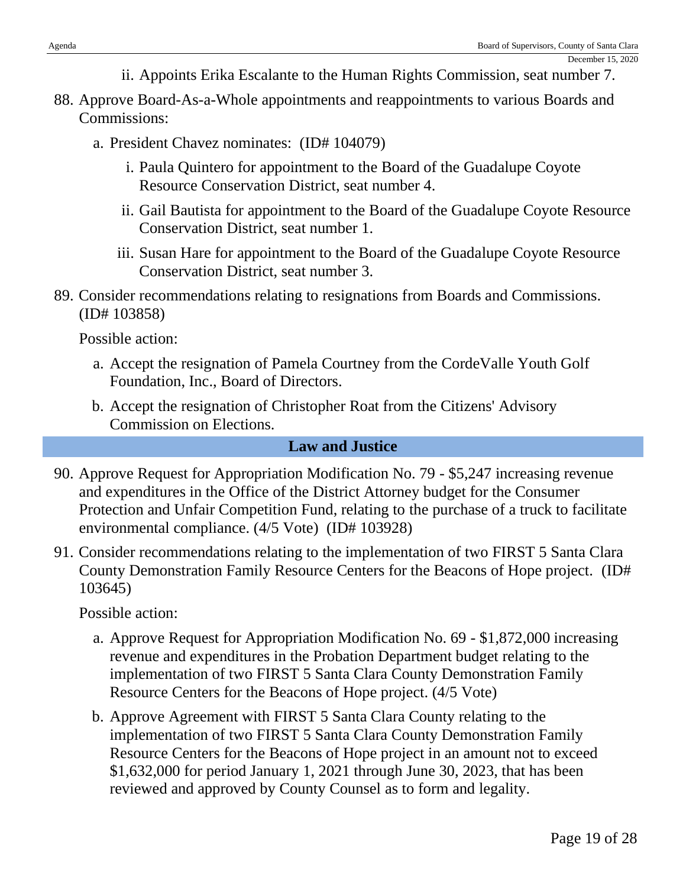ii. Appoints Erika Escalante to the Human Rights Commission, seat number 7.

88. Approve Board-As-a-Whole appointments and reappointments to various Boards and Commissions:

    a. President Chavez nominates: (ID# 104079)

        i. Paula Quintero for appointment to the Board of the Guadalupe Coyote Resource Conservation District, seat number 4.

        ii. Gail Bautista for appointment to the Board of the Guadalupe Coyote Resource Conservation District, seat number 1.

        iii. Susan Hare for appointment to the Board of the Guadalupe Coyote Resource Conservation District, seat number 3.

89. Consider recommendations relating to resignations from Boards and Commissions. (ID# 103858)

    Possible action:

    a. Accept the resignation of Pamela Courtney from the CordeValle Youth Golf Foundation, Inc., Board of Directors.

    b. Accept the resignation of Christopher Roat from the Citizens' Advisory Commission on Elections.

## Law and Justice

90. Approve Request for Appropriation Modification No. 79 - $5,247 increasing revenue and expenditures in the Office of the District Attorney budget for the Consumer Protection and Unfair Competition Fund, relating to the purchase of a truck to facilitate environmental compliance. (4/5 Vote) (ID# 103928)

91. Consider recommendations relating to the implementation of two FIRST 5 Santa Clara County Demonstration Family Resource Centers for the Beacons of Hope project. (ID# 103645)

    Possible action:

    a. Approve Request for Appropriation Modification No. 69 - $1,872,000 increasing revenue and expenditures in the Probation Department budget relating to the implementation of two FIRST 5 Santa Clara County Demonstration Family Resource Centers for the Beacons of Hope project. (4/5 Vote)

    b. Approve Agreement with FIRST 5 Santa Clara County relating to the implementation of two FIRST 5 Santa Clara County Demonstration Family Resource Centers for the Beacons of Hope project in an amount not to exceed $1,632,000 for period January 1, 2021 through June 30, 2023, that has been reviewed and approved by County Counsel as to form and legality.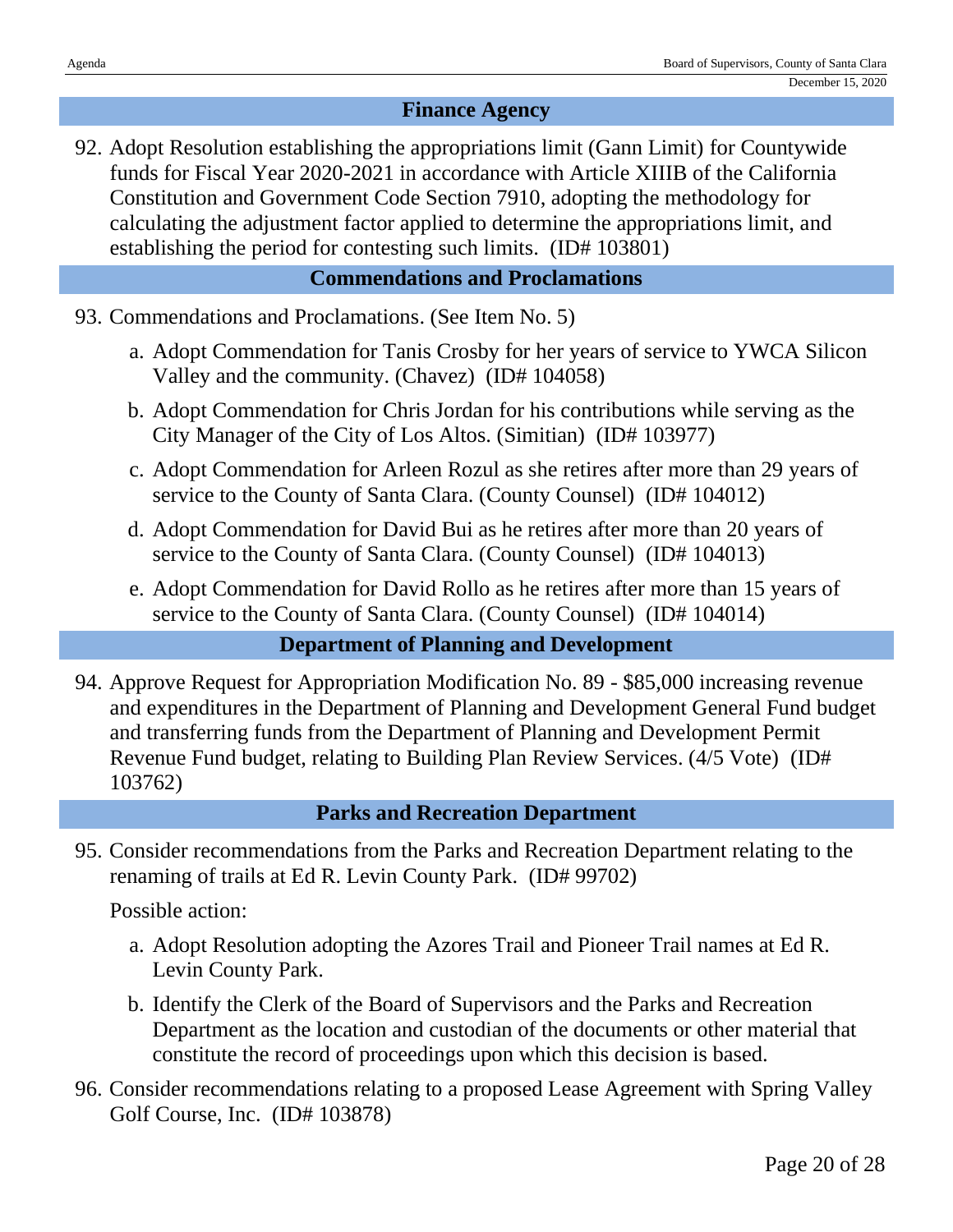## Finance Agency

92. Adopt Resolution establishing the appropriations limit (Gann Limit) for Countywide funds for Fiscal Year 2020-2021 in accordance with Article XIIIB of the California Constitution and Government Code Section 7910, adopting the methodology for calculating the adjustment factor applied to determine the appropriations limit, and establishing the period for contesting such limits. (ID# 103801)

## Commendations and Proclamations

93. Commendations and Proclamations. (See Item No. 5)

    a. Adopt Commendation for Tanis Crosby for her years of service to YWCA Silicon Valley and the community. (Chavez) (ID# 104058)

    b. Adopt Commendation for Chris Jordan for his contributions while serving as the City Manager of the City of Los Altos. (Simitian) (ID# 103977)

    c. Adopt Commendation for Arleen Rozul as she retires after more than 29 years of service to the County of Santa Clara. (County Counsel) (ID# 104012)

    d. Adopt Commendation for David Bui as he retires after more than 20 years of service to the County of Santa Clara. (County Counsel) (ID# 104013)

    e. Adopt Commendation for David Rollo as he retires after more than 15 years of service to the County of Santa Clara. (County Counsel) (ID# 104014)

## Department of Planning and Development

94. Approve Request for Appropriation Modification No. 89 - $85,000 increasing revenue and expenditures in the Department of Planning and Development General Fund budget and transferring funds from the Department of Planning and Development Permit Revenue Fund budget, relating to Building Plan Review Services. (4/5 Vote) (ID# 103762)

## Parks and Recreation Department

95. Consider recommendations from the Parks and Recreation Department relating to the renaming of trails at Ed R. Levin County Park. (ID# 99702)

    Possible action:

    a. Adopt Resolution adopting the Azores Trail and Pioneer Trail names at Ed R. Levin County Park.

    b. Identify the Clerk of the Board of Supervisors and the Parks and Recreation Department as the location and custodian of the documents or other material that constitute the record of proceedings upon which this decision is based.

96. Consider recommendations relating to a proposed Lease Agreement with Spring Valley Golf Course, Inc. (ID# 103878)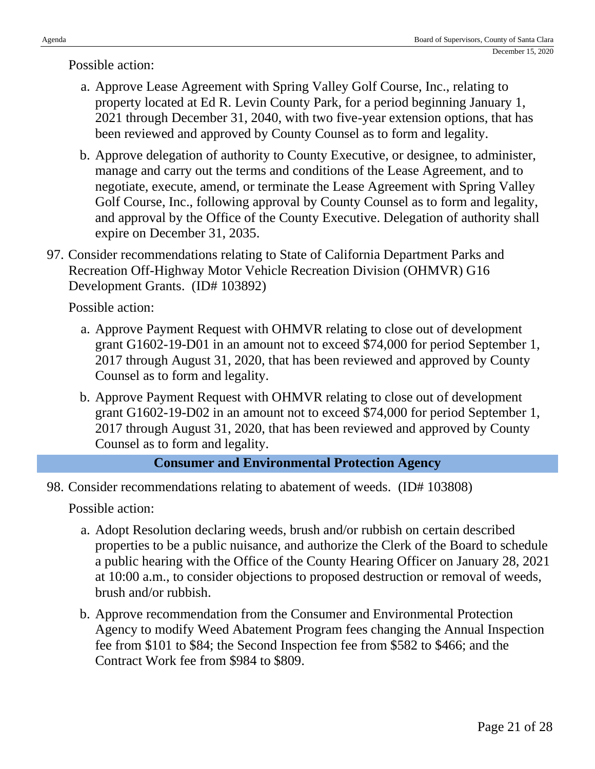Possible action:

a. Approve Lease Agreement with Spring Valley Golf Course, Inc., relating to property located at Ed R. Levin County Park, for a period beginning January 1, 2021 through December 31, 2040, with two five-year extension options, that has been reviewed and approved by County Counsel as to form and legality.

b. Approve delegation of authority to County Executive, or designee, to administer, manage and carry out the terms and conditions of the Lease Agreement, and to negotiate, execute, amend, or terminate the Lease Agreement with Spring Valley Golf Course, Inc., following approval by County Counsel as to form and legality, and approval by the Office of the County Executive. Delegation of authority shall expire on December 31, 2035.

97. Consider recommendations relating to State of California Department Parks and Recreation Off-Highway Motor Vehicle Recreation Division (OHMVR) G16 Development Grants. (ID# 103892)

Possible action:

a. Approve Payment Request with OHMVR relating to close out of development grant G1602-19-D01 in an amount not to exceed $74,000 for period September 1, 2017 through August 31, 2020, that has been reviewed and approved by County Counsel as to form and legality.

b. Approve Payment Request with OHMVR relating to close out of development grant G1602-19-D02 in an amount not to exceed $74,000 for period September 1, 2017 through August 31, 2020, that has been reviewed and approved by County Counsel as to form and legality.

## Consumer and Environmental Protection Agency

98. Consider recommendations relating to abatement of weeds. (ID# 103808)

Possible action:

a. Adopt Resolution declaring weeds, brush and/or rubbish on certain described properties to be a public nuisance, and authorize the Clerk of the Board to schedule a public hearing with the Office of the County Hearing Officer on January 28, 2021 at 10:00 a.m., to consider objections to proposed destruction or removal of weeds, brush and/or rubbish.

b. Approve recommendation from the Consumer and Environmental Protection Agency to modify Weed Abatement Program fees changing the Annual Inspection fee from $101 to $84; the Second Inspection fee from $582 to $466; and the Contract Work fee from $984 to $809.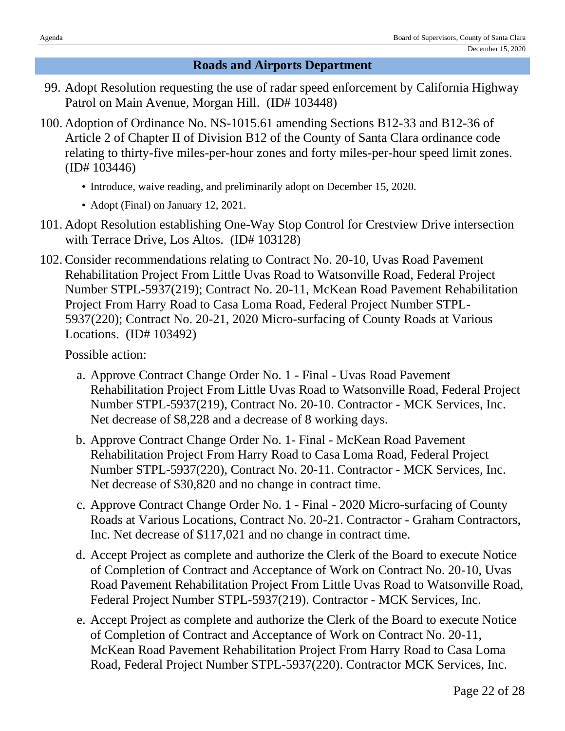## Roads and Airports Department

99. Adopt Resolution requesting the use of radar speed enforcement by California Highway Patrol on Main Avenue, Morgan Hill. (ID# 103448)

100. Adoption of Ordinance No. NS-1015.61 amending Sections B12-33 and B12-36 of Article 2 of Chapter II of Division B12 of the County of Santa Clara ordinance code relating to thirty-five miles-per-hour zones and forty miles-per-hour speed limit zones. (ID# 103446)

    - Introduce, waive reading, and preliminarily adopt on December 15, 2020.
    - Adopt (Final) on January 12, 2021.

101. Adopt Resolution establishing One-Way Stop Control for Crestview Drive intersection with Terrace Drive, Los Altos. (ID# 103128)

102. Consider recommendations relating to Contract No. 20-10, Uvas Road Pavement Rehabilitation Project From Little Uvas Road to Watsonville Road, Federal Project Number STPL-5937(219); Contract No. 20-11, McKean Road Pavement Rehabilitation Project From Harry Road to Casa Loma Road, Federal Project Number STPL-5937(220); Contract No. 20-21, 2020 Micro-surfacing of County Roads at Various Locations. (ID# 103492)

    Possible action:

    a. Approve Contract Change Order No. 1 - Final - Uvas Road Pavement Rehabilitation Project From Little Uvas Road to Watsonville Road, Federal Project Number STPL-5937(219), Contract No. 20-10. Contractor - MCK Services, Inc. Net decrease of $8,228 and a decrease of 8 working days.

    b. Approve Contract Change Order No. 1- Final - McKean Road Pavement Rehabilitation Project From Harry Road to Casa Loma Road, Federal Project Number STPL-5937(220), Contract No. 20-11. Contractor - MCK Services, Inc. Net decrease of $30,820 and no change in contract time.

    c. Approve Contract Change Order No. 1 - Final - 2020 Micro-surfacing of County Roads at Various Locations, Contract No. 20-21. Contractor - Graham Contractors, Inc. Net decrease of $117,021 and no change in contract time.

    d. Accept Project as complete and authorize the Clerk of the Board to execute Notice of Completion of Contract and Acceptance of Work on Contract No. 20-10, Uvas Road Pavement Rehabilitation Project From Little Uvas Road to Watsonville Road, Federal Project Number STPL-5937(219). Contractor - MCK Services, Inc.

    e. Accept Project as complete and authorize the Clerk of the Board to execute Notice of Completion of Contract and Acceptance of Work on Contract No. 20-11, McKean Road Pavement Rehabilitation Project From Harry Road to Casa Loma Road, Federal Project Number STPL-5937(220). Contractor MCK Services, Inc.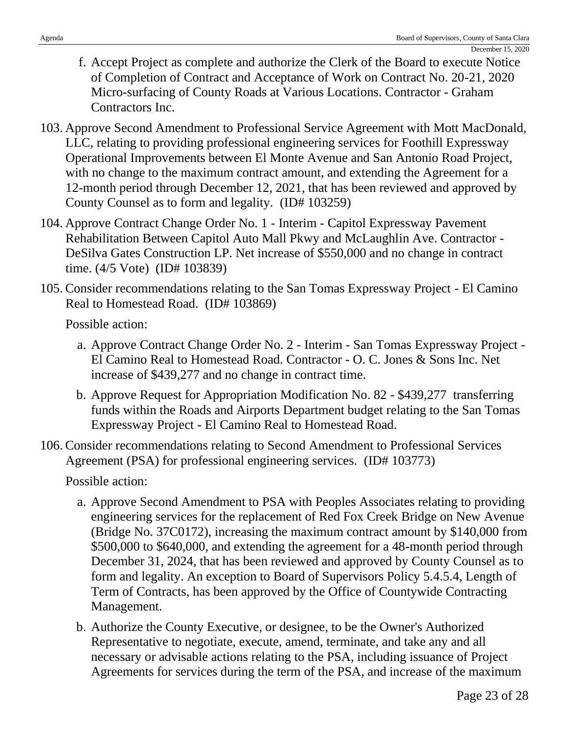f. Accept Project as complete and authorize the Clerk of the Board to execute Notice of Completion of Contract and Acceptance of Work on Contract No. 20-21, 2020 Micro-surfacing of County Roads at Various Locations. Contractor - Graham Contractors Inc.

103. Approve Second Amendment to Professional Service Agreement with Mott MacDonald, LLC, relating to providing professional engineering services for Foothill Expressway Operational Improvements between El Monte Avenue and San Antonio Road Project, with no change to the maximum contract amount, and extending the Agreement for a 12-month period through December 12, 2021, that has been reviewed and approved by County Counsel as to form and legality. (ID# 103259)

104. Approve Contract Change Order No. 1 - Interim - Capitol Expressway Pavement Rehabilitation Between Capitol Auto Mall Pkwy and McLaughlin Ave. Contractor - DeSilva Gates Construction LP. Net increase of $550,000 and no change in contract time. (4/5 Vote) (ID# 103839)

105. Consider recommendations relating to the San Tomas Expressway Project - El Camino Real to Homestead Road. (ID# 103869)

    Possible action:

    a. Approve Contract Change Order No. 2 - Interim - San Tomas Expressway Project - El Camino Real to Homestead Road. Contractor - O. C. Jones & Sons Inc. Net increase of $439,277 and no change in contract time.

    b. Approve Request for Appropriation Modification No. 82 - $439,277 transferring funds within the Roads and Airports Department budget relating to the San Tomas Expressway Project - El Camino Real to Homestead Road.

106. Consider recommendations relating to Second Amendment to Professional Services Agreement (PSA) for professional engineering services. (ID# 103773)

    Possible action:

    a. Approve Second Amendment to PSA with Peoples Associates relating to providing engineering services for the replacement of Red Fox Creek Bridge on New Avenue (Bridge No. 37C0172), increasing the maximum contract amount by $140,000 from $500,000 to $640,000, and extending the agreement for a 48-month period through December 31, 2024, that has been reviewed and approved by County Counsel as to form and legality. An exception to Board of Supervisors Policy 5.4.5.4, Length of Term of Contracts, has been approved by the Office of Countywide Contracting Management.

    b. Authorize the County Executive, or designee, to be the Owner's Authorized Representative to negotiate, execute, amend, terminate, and take any and all necessary or advisable actions relating to the PSA, including issuance of Project Agreements for services during the term of the PSA, and increase of the maximum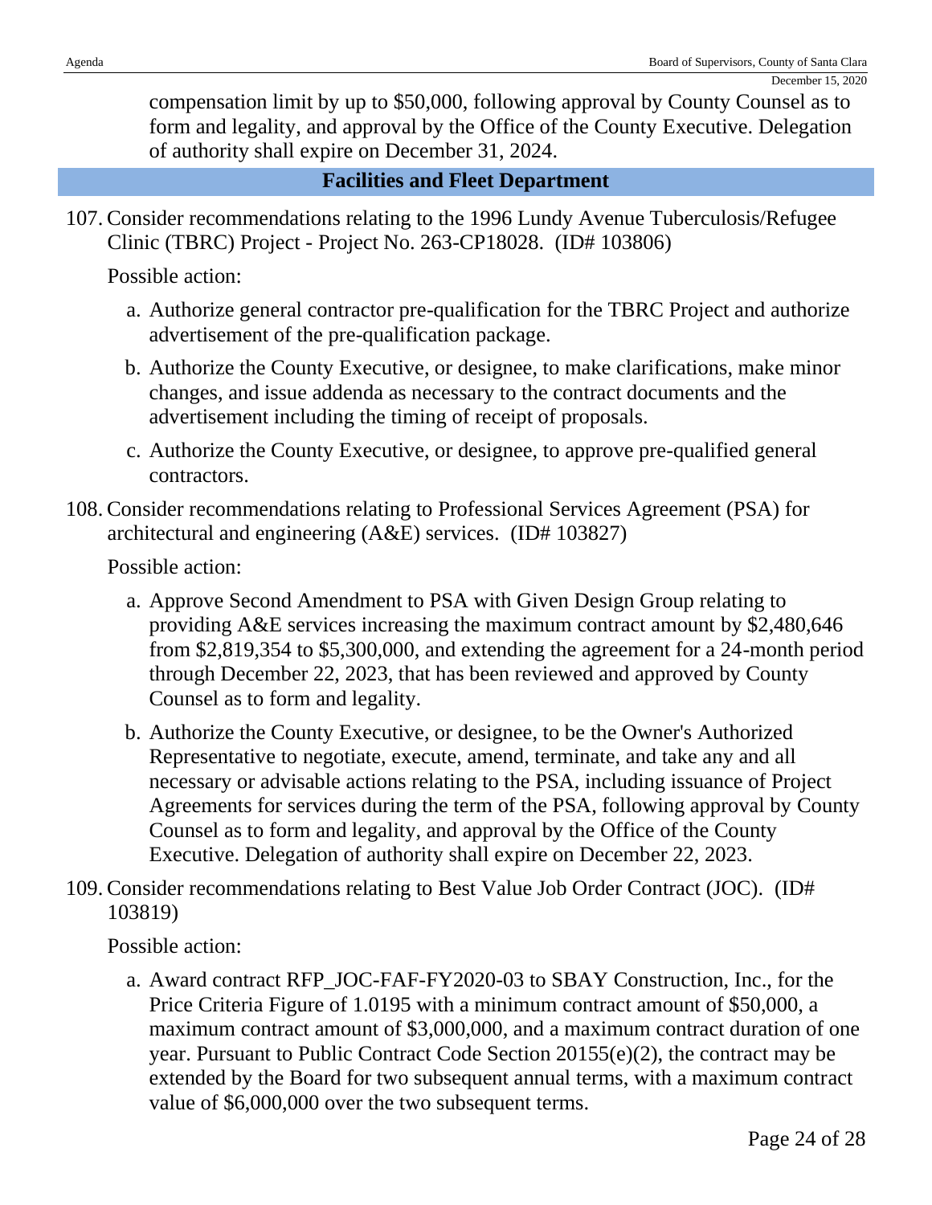compensation limit by up to $50,000, following approval by County Counsel as to form and legality, and approval by the Office of the County Executive. Delegation of authority shall expire on December 31, 2024.

## Facilities and Fleet Department

107. Consider recommendations relating to the 1996 Lundy Avenue Tuberculosis/Refugee Clinic (TBRC) Project - Project No. 263-CP18028. (ID# 103806)

     Possible action:

     a. Authorize general contractor pre-qualification for the TBRC Project and authorize advertisement of the pre-qualification package.

     b. Authorize the County Executive, or designee, to make clarifications, make minor changes, and issue addenda as necessary to the contract documents and the advertisement including the timing of receipt of proposals.

     c. Authorize the County Executive, or designee, to approve pre-qualified general contractors.

108. Consider recommendations relating to Professional Services Agreement (PSA) for architectural and engineering (A&E) services. (ID# 103827)

     Possible action:

     a. Approve Second Amendment to PSA with Given Design Group relating to providing A&E services increasing the maximum contract amount by $2,480,646 from $2,819,354 to $5,300,000, and extending the agreement for a 24-month period through December 22, 2023, that has been reviewed and approved by County Counsel as to form and legality.

     b. Authorize the County Executive, or designee, to be the Owner's Authorized Representative to negotiate, execute, amend, terminate, and take any and all necessary or advisable actions relating to the PSA, including issuance of Project Agreements for services during the term of the PSA, following approval by County Counsel as to form and legality, and approval by the Office of the County Executive. Delegation of authority shall expire on December 22, 2023.

109. Consider recommendations relating to Best Value Job Order Contract (JOC). (ID# 103819)

     Possible action:

     a. Award contract RFP_JOC-FAF-FY2020-03 to SBAY Construction, Inc., for the Price Criteria Figure of 1.0195 with a minimum contract amount of $50,000, a maximum contract amount of $3,000,000, and a maximum contract duration of one year. Pursuant to Public Contract Code Section 20155(e)(2), the contract may be extended by the Board for two subsequent annual terms, with a maximum contract value of $6,000,000 over the two subsequent terms.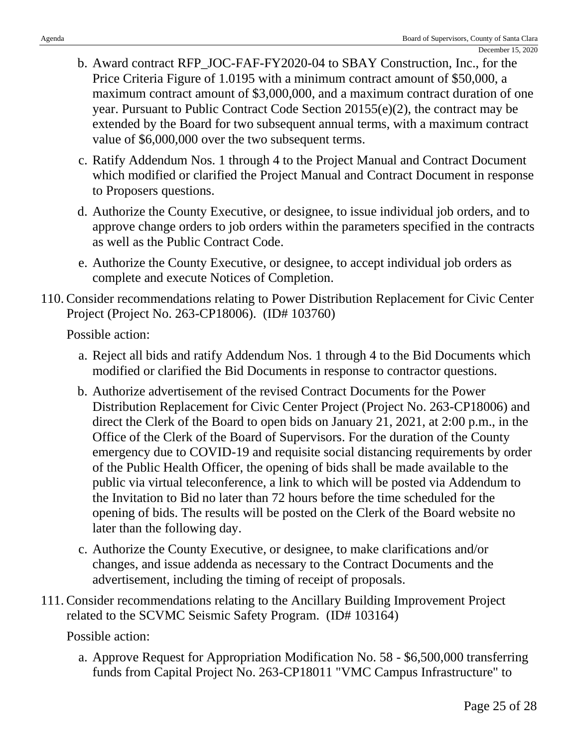b. Award contract RFP_JOC-FAF-FY2020-04 to SBAY Construction, Inc., for the Price Criteria Figure of 1.0195 with a minimum contract amount of $50,000, a maximum contract amount of $3,000,000, and a maximum contract duration of one year. Pursuant to Public Contract Code Section 20155(e)(2), the contract may be extended by the Board for two subsequent annual terms, with a maximum contract value of $6,000,000 over the two subsequent terms.

c. Ratify Addendum Nos. 1 through 4 to the Project Manual and Contract Document which modified or clarified the Project Manual and Contract Document in response to Proposers questions.

d. Authorize the County Executive, or designee, to issue individual job orders, and to approve change orders to job orders within the parameters specified in the contracts as well as the Public Contract Code.

e. Authorize the County Executive, or designee, to accept individual job orders as complete and execute Notices of Completion.

110. Consider recommendations relating to Power Distribution Replacement for Civic Center Project (Project No. 263-CP18006). (ID# 103760)

Possible action:

a. Reject all bids and ratify Addendum Nos. 1 through 4 to the Bid Documents which modified or clarified the Bid Documents in response to contractor questions.

b. Authorize advertisement of the revised Contract Documents for the Power Distribution Replacement for Civic Center Project (Project No. 263-CP18006) and direct the Clerk of the Board to open bids on January 21, 2021, at 2:00 p.m., in the Office of the Clerk of the Board of Supervisors. For the duration of the County emergency due to COVID-19 and requisite social distancing requirements by order of the Public Health Officer, the opening of bids shall be made available to the public via virtual teleconference, a link to which will be posted via Addendum to the Invitation to Bid no later than 72 hours before the time scheduled for the opening of bids. The results will be posted on the Clerk of the Board website no later than the following day.

c. Authorize the County Executive, or designee, to make clarifications and/or changes, and issue addenda as necessary to the Contract Documents and the advertisement, including the timing of receipt of proposals.

111. Consider recommendations relating to the Ancillary Building Improvement Project related to the SCVMC Seismic Safety Program. (ID# 103164)

Possible action:

a. Approve Request for Appropriation Modification No. 58 - $6,500,000 transferring funds from Capital Project No. 263-CP18011 "VMC Campus Infrastructure" to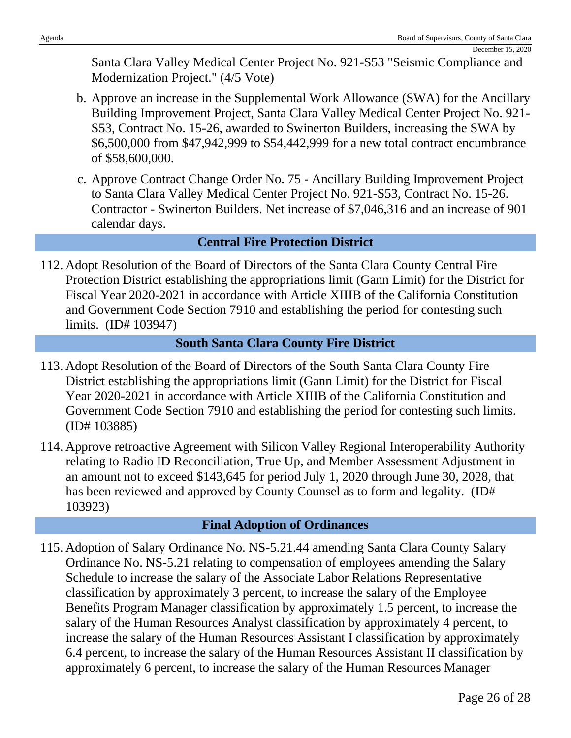Santa Clara Valley Medical Center Project No. 921-S53 "Seismic Compliance and Modernization Project." (4/5 Vote)

b. Approve an increase in the Supplemental Work Allowance (SWA) for the Ancillary Building Improvement Project, Santa Clara Valley Medical Center Project No. 921-S53, Contract No. 15-26, awarded to Swinerton Builders, increasing the SWA by $6,500,000 from $47,942,999 to $54,442,999 for a new total contract encumbrance of $58,600,000.

c. Approve Contract Change Order No. 75 - Ancillary Building Improvement Project to Santa Clara Valley Medical Center Project No. 921-S53, Contract No. 15-26. Contractor - Swinerton Builders. Net increase of $7,046,316 and an increase of 901 calendar days.

## Central Fire Protection District

112. Adopt Resolution of the Board of Directors of the Santa Clara County Central Fire Protection District establishing the appropriations limit (Gann Limit) for the District for Fiscal Year 2020-2021 in accordance with Article XIIIB of the California Constitution and Government Code Section 7910 and establishing the period for contesting such limits. (ID# 103947)

## South Santa Clara County Fire District

113. Adopt Resolution of the Board of Directors of the South Santa Clara County Fire District establishing the appropriations limit (Gann Limit) for the District for Fiscal Year 2020-2021 in accordance with Article XIIIB of the California Constitution and Government Code Section 7910 and establishing the period for contesting such limits. (ID# 103885)

114. Approve retroactive Agreement with Silicon Valley Regional Interoperability Authority relating to Radio ID Reconciliation, True Up, and Member Assessment Adjustment in an amount not to exceed $143,645 for period July 1, 2020 through June 30, 2028, that has been reviewed and approved by County Counsel as to form and legality. (ID# 103923)

## Final Adoption of Ordinances

115. Adoption of Salary Ordinance No. NS-5.21.44 amending Santa Clara County Salary Ordinance No. NS-5.21 relating to compensation of employees amending the Salary Schedule to increase the salary of the Associate Labor Relations Representative classification by approximately 3 percent, to increase the salary of the Employee Benefits Program Manager classification by approximately 1.5 percent, to increase the salary of the Human Resources Analyst classification by approximately 4 percent, to increase the salary of the Human Resources Assistant I classification by approximately 6.4 percent, to increase the salary of the Human Resources Assistant II classification by approximately 6 percent, to increase the salary of the Human Resources Manager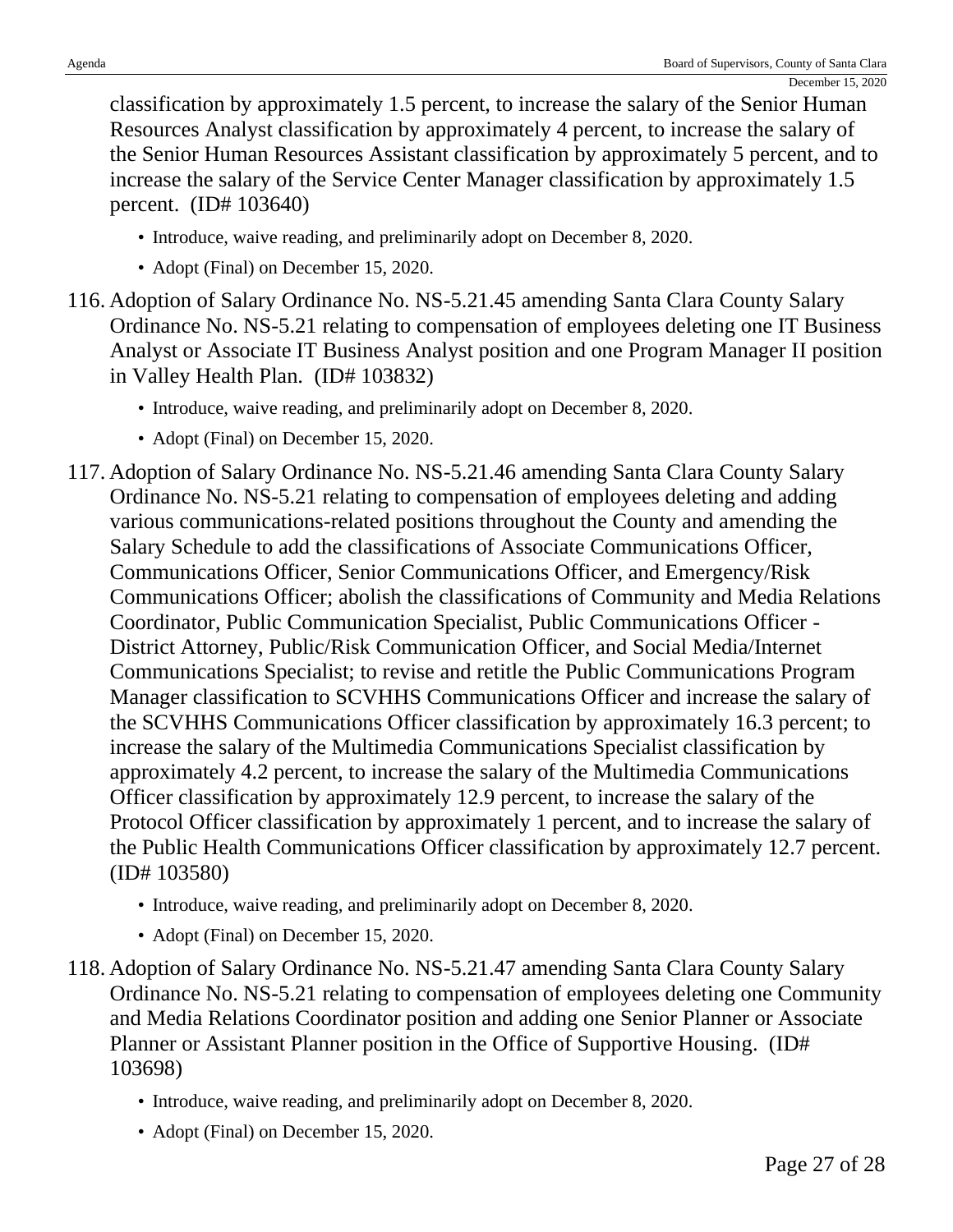classification by approximately 1.5 percent, to increase the salary of the Senior Human Resources Analyst classification by approximately 4 percent, to increase the salary of the Senior Human Resources Assistant classification by approximately 5 percent, and to increase the salary of the Service Center Manager classification by approximately 1.5 percent. (ID# 103640)

- Introduce, waive reading, and preliminarily adopt on December 8, 2020.
- Adopt (Final) on December 15, 2020.

116. Adoption of Salary Ordinance No. NS-5.21.45 amending Santa Clara County Salary Ordinance No. NS-5.21 relating to compensation of employees deleting one IT Business Analyst or Associate IT Business Analyst position and one Program Manager II position in Valley Health Plan. (ID# 103832)

    - Introduce, waive reading, and preliminarily adopt on December 8, 2020.
    - Adopt (Final) on December 15, 2020.

117. Adoption of Salary Ordinance No. NS-5.21.46 amending Santa Clara County Salary Ordinance No. NS-5.21 relating to compensation of employees deleting and adding various communications-related positions throughout the County and amending the Salary Schedule to add the classifications of Associate Communications Officer, Communications Officer, Senior Communications Officer, and Emergency/Risk Communications Officer; abolish the classifications of Community and Media Relations Coordinator, Public Communication Specialist, Public Communications Officer - District Attorney, Public/Risk Communication Officer, and Social Media/Internet Communications Specialist; to revise and retitle the Public Communications Program Manager classification to SCVHHS Communications Officer and increase the salary of the SCVHHS Communications Officer classification by approximately 16.3 percent; to increase the salary of the Multimedia Communications Specialist classification by approximately 4.2 percent, to increase the salary of the Multimedia Communications Officer classification by approximately 12.9 percent, to increase the salary of the Protocol Officer classification by approximately 1 percent, and to increase the salary of the Public Health Communications Officer classification by approximately 12.7 percent. (ID# 103580)

    - Introduce, waive reading, and preliminarily adopt on December 8, 2020.
    - Adopt (Final) on December 15, 2020.

118. Adoption of Salary Ordinance No. NS-5.21.47 amending Santa Clara County Salary Ordinance No. NS-5.21 relating to compensation of employees deleting one Community and Media Relations Coordinator position and adding one Senior Planner or Associate Planner or Assistant Planner position in the Office of Supportive Housing. (ID# 103698)

    - Introduce, waive reading, and preliminarily adopt on December 8, 2020.
    - Adopt (Final) on December 15, 2020.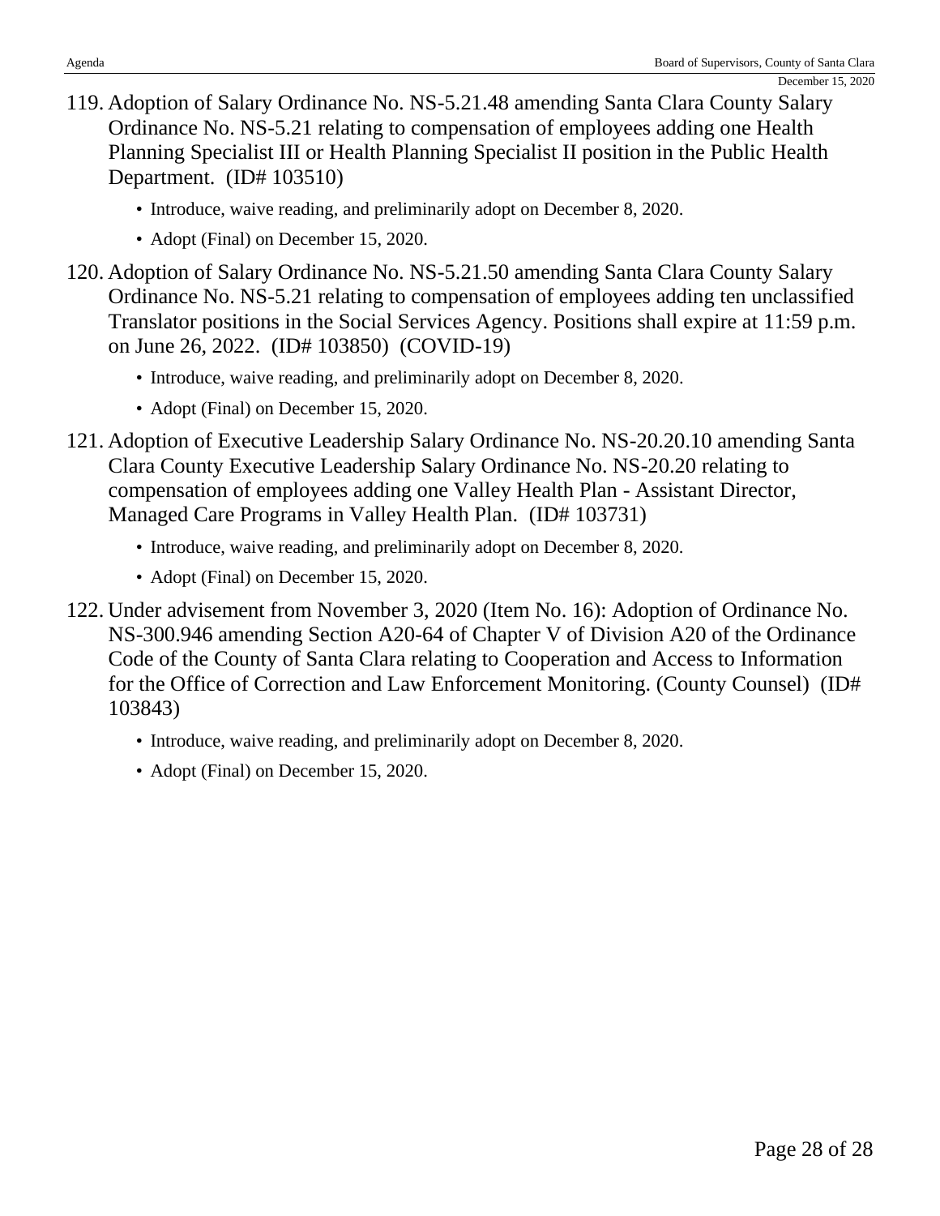119. Adoption of Salary Ordinance No. NS-5.21.48 amending Santa Clara County Salary Ordinance No. NS-5.21 relating to compensation of employees adding one Health Planning Specialist III or Health Planning Specialist II position in the Public Health Department. (ID# 103510)

    - Introduce, waive reading, and preliminarily adopt on December 8, 2020.
    - Adopt (Final) on December 15, 2020.

120. Adoption of Salary Ordinance No. NS-5.21.50 amending Santa Clara County Salary Ordinance No. NS-5.21 relating to compensation of employees adding ten unclassified Translator positions in the Social Services Agency. Positions shall expire at 11:59 p.m. on June 26, 2022. (ID# 103850) (COVID-19)

    - Introduce, waive reading, and preliminarily adopt on December 8, 2020.
    - Adopt (Final) on December 15, 2020.

121. Adoption of Executive Leadership Salary Ordinance No. NS-20.20.10 amending Santa Clara County Executive Leadership Salary Ordinance No. NS-20.20 relating to compensation of employees adding one Valley Health Plan - Assistant Director, Managed Care Programs in Valley Health Plan. (ID# 103731)

    - Introduce, waive reading, and preliminarily adopt on December 8, 2020.
    - Adopt (Final) on December 15, 2020.

122. Under advisement from November 3, 2020 (Item No. 16): Adoption of Ordinance No. NS-300.946 amending Section A20-64 of Chapter V of Division A20 of the Ordinance Code of the County of Santa Clara relating to Cooperation and Access to Information for the Office of Correction and Law Enforcement Monitoring. (County Counsel) (ID# 103843)

    - Introduce, waive reading, and preliminarily adopt on December 8, 2020.
    - Adopt (Final) on December 15, 2020.